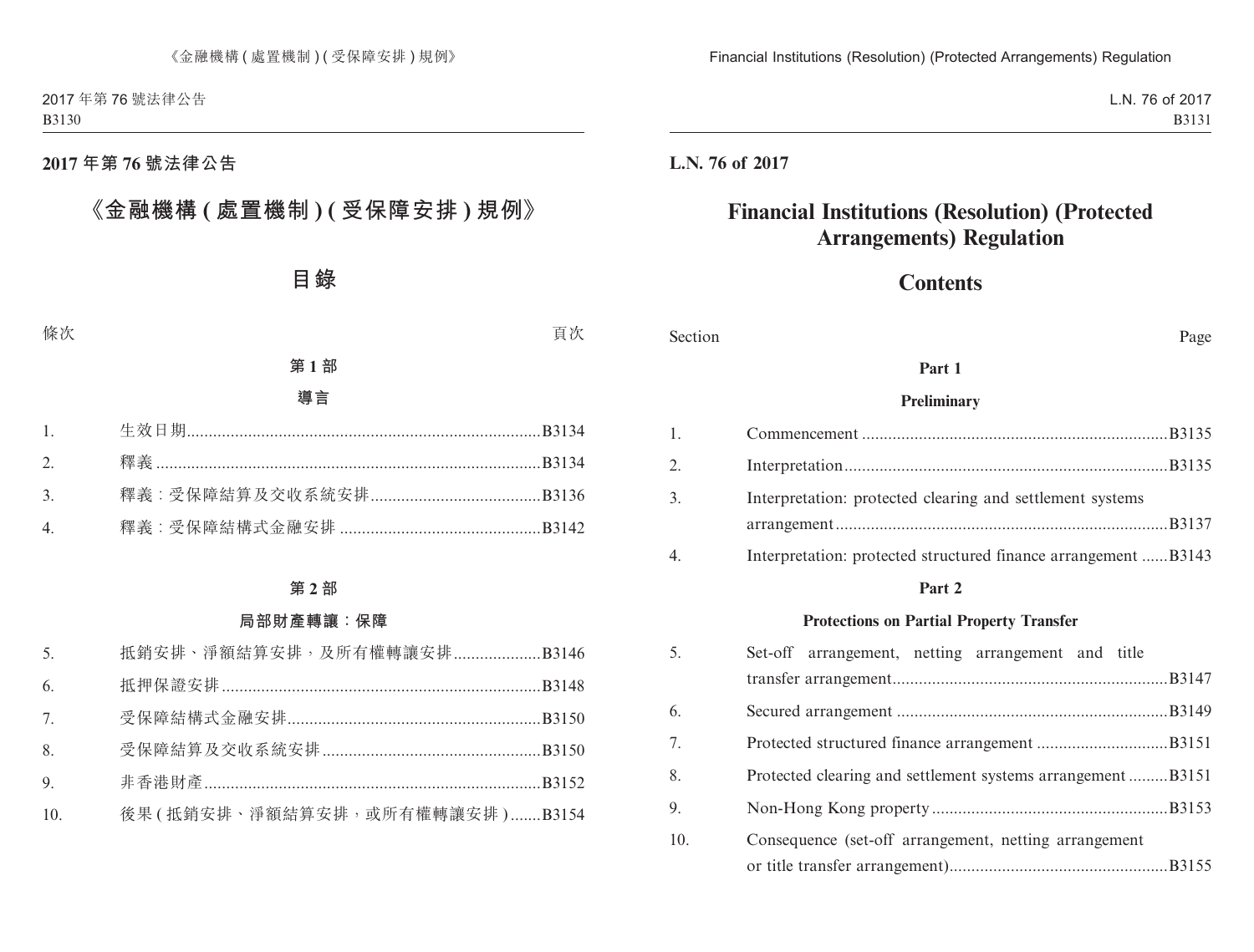## 2017 年第 76 號法律公告

# 《金融機構 ( 處置機制 ) ( 受保障安排 ) 規例》

## 目錄

| 條次 | | 頁次 |
|---|---|---|
| | **第 1 部** | |
| | **導言** | |
| 1. | 生效日期 | B3134 |
| 2. | 釋義 | B3134 |
| 3. | 釋義：受保障結算及交收系統安排 | B3136 |
| 4. | 釋義：受保障結構式金融安排 | B3142 |
| | **第 2 部** | |
| | **局部財產轉讓：保障** | |
| 5. | 抵銷安排、淨額結算安排，及所有權轉讓安排 | B3146 |
| 6. | 抵押保證安排 | B3148 |
| 7. | 受保障結構式金融安排 | B3150 |
| 8. | 受保障結算及交收系統安排 | B3150 |
| 9. | 非香港財產 | B3152 |
| 10. | 後果 ( 抵銷安排、淨額結算安排，或所有權轉讓安排 ) | B3154 |

## L.N. 76 of 2017

# Financial Institutions (Resolution) (Protected Arrangements) Regulation

## Contents

| Section | | Page |
|---|---|---|
| | **Part 1** | |
| | **Preliminary** | |
| 1. | Commencement | B3135 |
| 2. | Interpretation | B3135 |
| 3. | Interpretation: protected clearing and settlement systems arrangement | B3137 |
| 4. | Interpretation: protected structured finance arrangement | B3143 |
| | **Part 2** | |
| | **Protections on Partial Property Transfer** | |
| 5. | Set-off arrangement, netting arrangement and title transfer arrangement | B3147 |
| 6. | Secured arrangement | B3149 |
| 7. | Protected structured finance arrangement | B3151 |
| 8. | Protected clearing and settlement systems arrangement | B3151 |
| 9. | Non-Hong Kong property | B3153 |
| 10. | Consequence (set-off arrangement, netting arrangement or title transfer arrangement) | B3155 |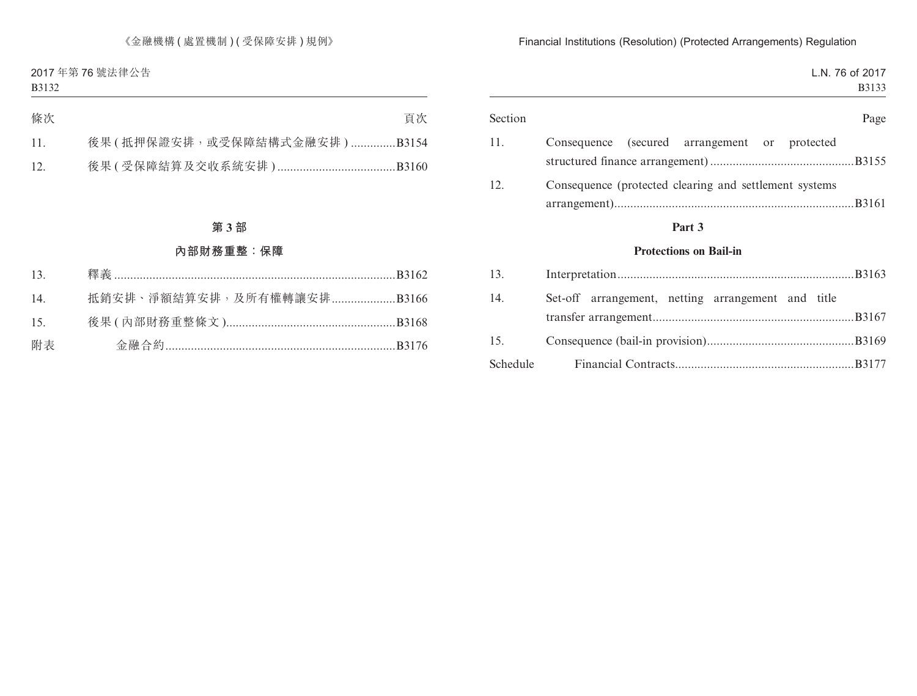| 條次 | | 頁次 |
|---|---|---|
| 11. | 後果 ( 抵押保證安排，或受保障結構式金融安排 ) | B3154 |
| 12. | 後果 ( 受保障結算及交收系統安排 ) | B3160 |

## 第 3 部

## 內部財務重整：保障

| | | |
|---|---|---|
| 13. | 釋義 | B3162 |
| 14. | 抵銷安排、淨額結算安排，及所有權轉讓安排 | B3166 |
| 15. | 後果 ( 內部財務重整條文 ) | B3168 |
| 附表 | 金融合約 | B3176 |

| Section | | Page |
|---|---|---|
| 11. | Consequence (secured arrangement or protected structured finance arrangement) | B3155 |
| 12. | Consequence (protected clearing and settlement systems arrangement) | B3161 |

## Part 3

## Protections on Bail-in

| | | |
|---|---|---|
| 13. | Interpretation | B3163 |
| 14. | Set-off arrangement, netting arrangement and title transfer arrangement | B3167 |
| 15. | Consequence (bail-in provision) | B3169 |
| Schedule | Financial Contracts | B3177 |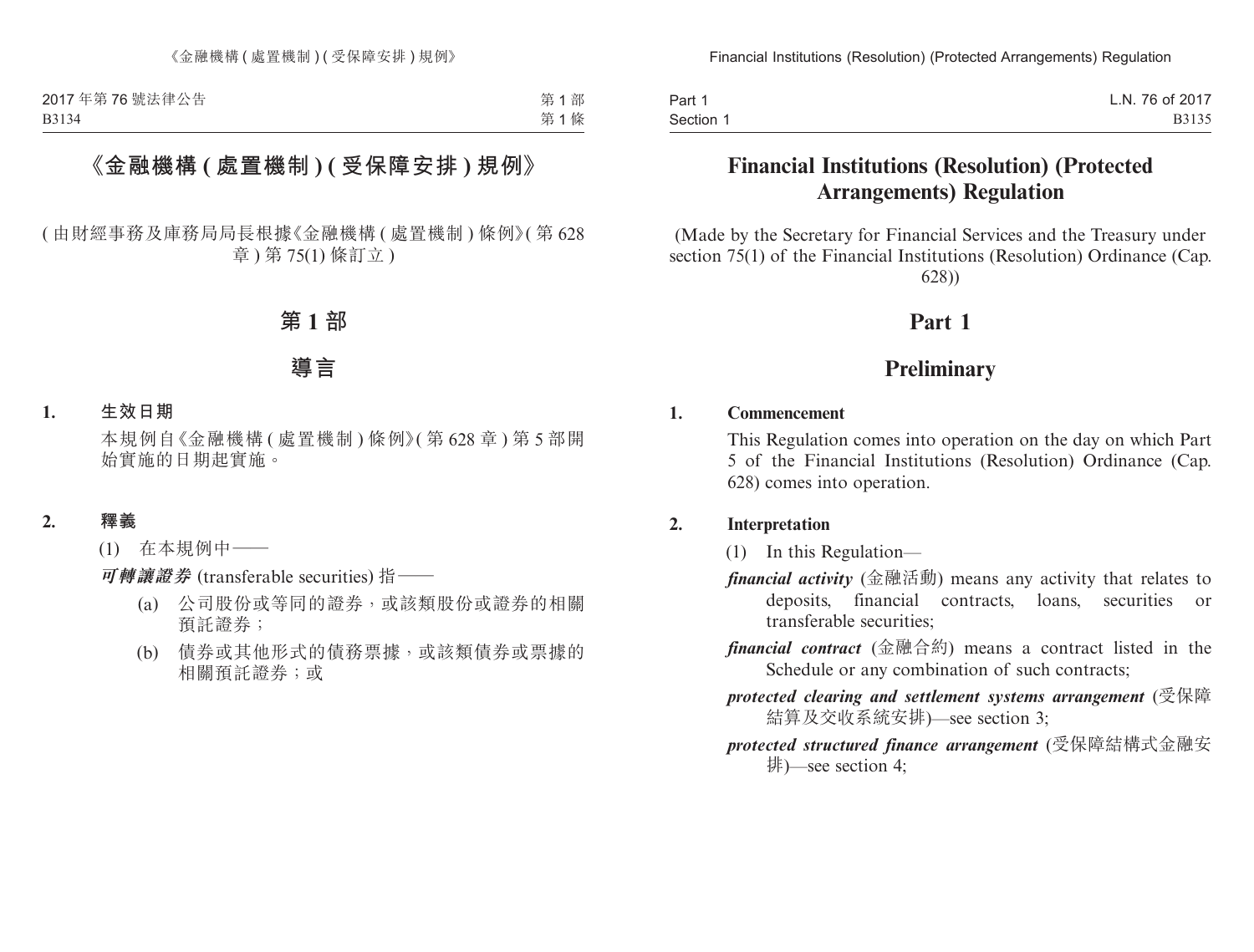# 《金融機構 (處置機制) (受保障安排) 規例》

(由財經事務及庫務局局長根據《金融機構 (處置機制) 條例》(第 628 章) 第 75(1) 條訂立)

## 第 1 部

## 導言

**1. 生效日期**

本規例自《金融機構 (處置機制) 條例》(第 628 章) 第 5 部開始實施的日期起實施。

**2. 釋義**

(1) 在本規例中——

***可轉讓證券*** (transferable securities) 指——

(a) 公司股份或等同的證券，或該類股份或證券的相關預託證券；

(b) 債券或其他形式的債務票據，或該類債券或票據的相關預託證券；或

# Financial Institutions (Resolution) (Protected Arrangements) Regulation

(Made by the Secretary for Financial Services and the Treasury under section 75(1) of the Financial Institutions (Resolution) Ordinance (Cap. 628))

## Part 1

## Preliminary

**1. Commencement**

This Regulation comes into operation on the day on which Part 5 of the Financial Institutions (Resolution) Ordinance (Cap. 628) comes into operation.

**2. Interpretation**

(1) In this Regulation—

***financial activity*** (金融活動) means any activity that relates to deposits, financial contracts, loans, securities or transferable securities;

***financial contract*** (金融合約) means a contract listed in the Schedule or any combination of such contracts;

***protected clearing and settlement systems arrangement*** (受保障結算及交收系統安排)—see section 3;

***protected structured finance arrangement*** (受保障結構式金融安排)—see section 4;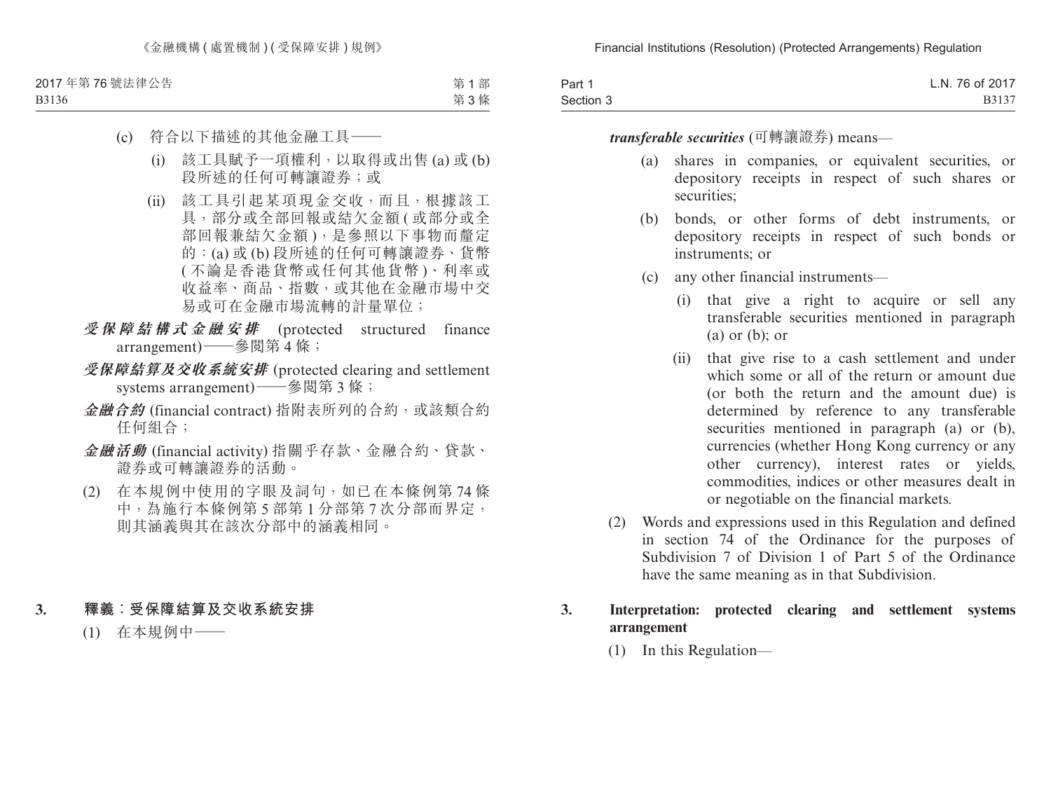(c) 符合以下描述的其他金融工具——

(i) 該工具賦予一項權利，以取得或出售 (a) 或 (b) 段所述的任何可轉讓證券；或

(ii) 該工具引起某項現金交收，而且，根據該工具，部分或全部回報或結欠金額 (或部分或全部回報兼結欠金額)，是參照以下事物而釐定的：(a) 或 (b) 段所述的任何可轉讓證券、貨幣 (不論是香港貨幣或任何其他貨幣)、利率或收益率、商品、指數，或其他在金融市場中交易或可在金融市場流轉的計量單位；

***受保障結構式金融安排*** (protected structured finance arrangement)——參閱第 4 條；

***受保障結算及交收系統安排*** (protected clearing and settlement systems arrangement)——參閱第 3 條；

***金融合約*** (financial contract) 指附表所列的合約，或該類合約任何組合；

***金融活動*** (financial activity) 指關乎存款、金融合約、貸款、證券或可轉讓證券的活動。

(2) 在本規例中使用的字眼及詞句，如已在本條例第 74 條中，為施行本條例第 5 部第 1 分部第 7 次分部而界定，則其涵義與其在該次分部中的涵義相同。

### 3. 釋義：受保障結算及交收系統安排

(1) 在本規例中——

***transferable securities*** (可轉讓證券) means—

(a) shares in companies, or equivalent securities, or depository receipts in respect of such shares or securities;

(b) bonds, or other forms of debt instruments, or depository receipts in respect of such bonds or instruments; or

(c) any other financial instruments—

(i) that give a right to acquire or sell any transferable securities mentioned in paragraph (a) or (b); or

(ii) that give rise to a cash settlement and under which some or all of the return or amount due (or both the return and the amount due) is determined by reference to any transferable securities mentioned in paragraph (a) or (b), currencies (whether Hong Kong currency or any other currency), interest rates or yields, commodities, indices or other measures dealt in or negotiable on the financial markets.

(2) Words and expressions used in this Regulation and defined in section 74 of the Ordinance for the purposes of Subdivision 7 of Division 1 of Part 5 of the Ordinance have the same meaning as in that Subdivision.

### 3. Interpretation: protected clearing and settlement systems arrangement

(1) In this Regulation—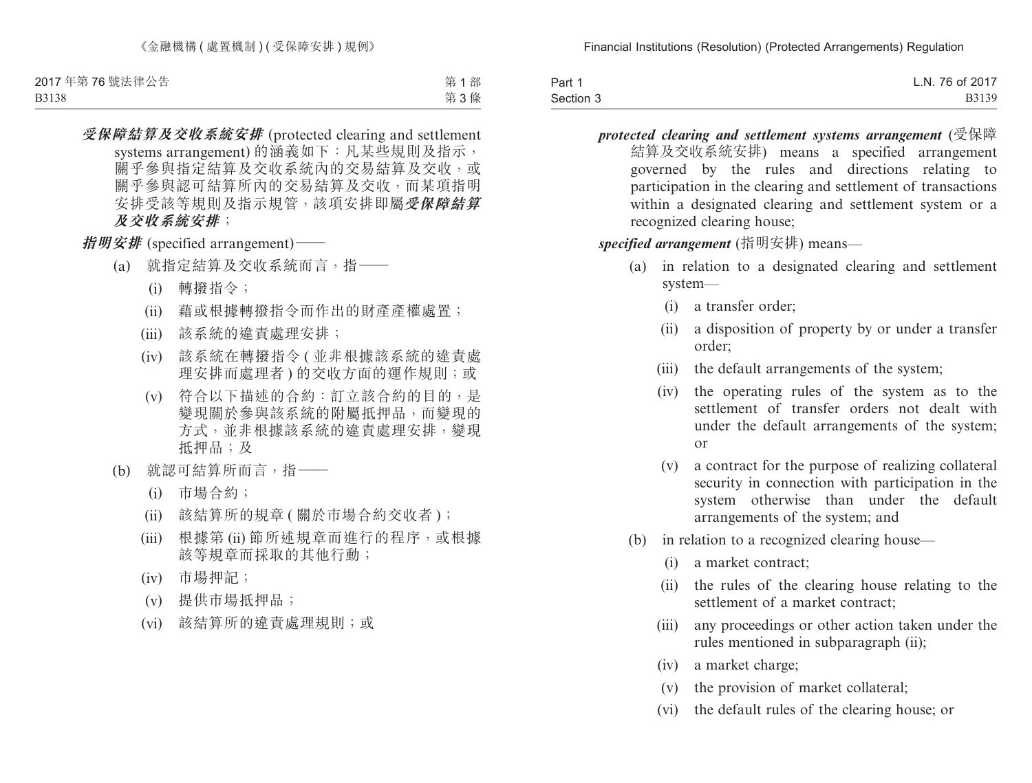***受保障結算及交收系統安排*** (protected clearing and settlement systems arrangement) 的涵義如下：凡某些規則及指示，關乎參與指定結算及交收系統內的交易結算及交收，或關乎參與認可結算所內的交易結算及交收，而某項指明安排受該等規則及指示規管，該項安排即屬***受保障結算及交收系統安排***；

***指明安排*** (specified arrangement)——

(a) 就指定結算及交收系統而言，指——

(i) 轉撥指令；

(ii) 藉或根據轉撥指令而作出的財產產權處置；

(iii) 該系統的違責處理安排；

(iv) 該系統在轉撥指令 (並非根據該系統的違責處理安排而處理者) 的交收方面的運作規則；或

(v) 符合以下描述的合約：訂立該合約的目的，是變現關於參與該系統的附屬抵押品，而變現的方式，並非根據該系統的違責處理安排，變現抵押品；及

(b) 就認可結算所而言，指——

(i) 市場合約；

(ii) 該結算所的規章 (關於市場合約交收者)；

(iii) 根據第 (ii) 節所述規章而進行的程序，或根據該等規章而採取的其他行動；

(iv) 市場押記；

(v) 提供市場抵押品；

(vi) 該結算所的違責處理規則；或

***protected clearing and settlement systems arrangement*** (受保障結算及交收系統安排) means a specified arrangement governed by the rules and directions relating to participation in the clearing and settlement of transactions within a designated clearing and settlement system or a recognized clearing house;

***specified arrangement*** (指明安排) means—

(a) in relation to a designated clearing and settlement system—

(i) a transfer order;

(ii) a disposition of property by or under a transfer order;

(iii) the default arrangements of the system;

(iv) the operating rules of the system as to the settlement of transfer orders not dealt with under the default arrangements of the system; or

(v) a contract for the purpose of realizing collateral security in connection with participation in the system otherwise than under the default arrangements of the system; and

(b) in relation to a recognized clearing house—

(i) a market contract;

(ii) the rules of the clearing house relating to the settlement of a market contract;

(iii) any proceedings or other action taken under the rules mentioned in subparagraph (ii);

(iv) a market charge;

(v) the provision of market collateral;

(vi) the default rules of the clearing house; or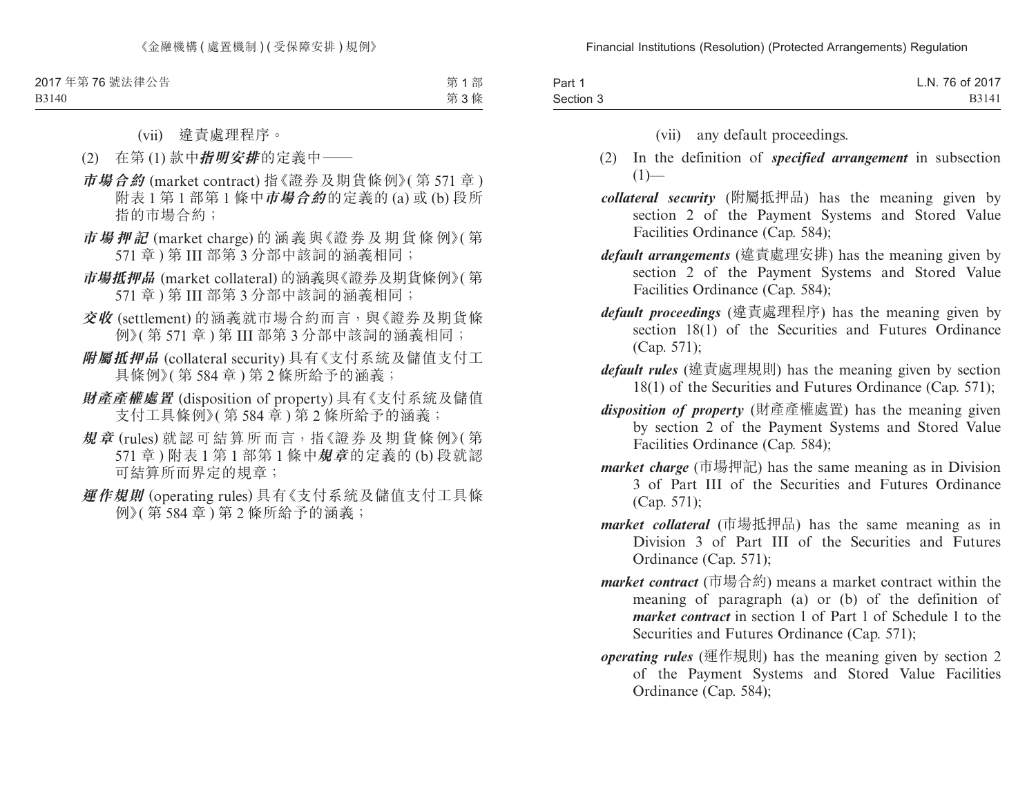(vii) 違責處理程序。

(2) 在第 (1) 款中***指明安排***的定義中——

***市場合約*** (market contract) 指《證券及期貨條例》(第 571 章) 附表 1 第 1 部第 1 條中***市場合約***的定義的 (a) 或 (b) 段所指的市場合約；

***市場押記*** (market charge) 的涵義與《證券及期貨條例》(第 571 章) 第 III 部第 3 分部中該詞的涵義相同；

***市場抵押品*** (market collateral) 的涵義與《證券及期貨條例》(第 571 章) 第 III 部第 3 分部中該詞的涵義相同；

***交收*** (settlement) 的涵義就市場合約而言，與《證券及期貨條例》(第 571 章) 第 III 部第 3 分部中該詞的涵義相同；

***附屬抵押品*** (collateral security) 具有《支付系統及儲值支付工具條例》(第 584 章) 第 2 條所給予的涵義；

***財產產權處置*** (disposition of property) 具有《支付系統及儲值支付工具條例》(第 584 章) 第 2 條所給予的涵義；

***規章*** (rules) 就認可結算所而言，指《證券及期貨條例》(第 571 章) 附表 1 第 1 部第 1 條中***規章***的定義的 (b) 段就認可結算所而界定的規章；

***運作規則*** (operating rules) 具有《支付系統及儲值支付工具條例》(第 584 章) 第 2 條所給予的涵義；

(vii) any default proceedings.

(2) In the definition of ***specified arrangement*** in subsection (1)—

***collateral security*** (附屬抵押品) has the meaning given by section 2 of the Payment Systems and Stored Value Facilities Ordinance (Cap. 584);

***default arrangements*** (違責處理安排) has the meaning given by section 2 of the Payment Systems and Stored Value Facilities Ordinance (Cap. 584);

***default proceedings*** (違責處理程序) has the meaning given by section 18(1) of the Securities and Futures Ordinance (Cap. 571);

***default rules*** (違責處理規則) has the meaning given by section 18(1) of the Securities and Futures Ordinance (Cap. 571);

***disposition of property*** (財產產權處置) has the meaning given by section 2 of the Payment Systems and Stored Value Facilities Ordinance (Cap. 584);

***market charge*** (市場押記) has the same meaning as in Division 3 of Part III of the Securities and Futures Ordinance (Cap. 571);

***market collateral*** (市場抵押品) has the same meaning as in Division 3 of Part III of the Securities and Futures Ordinance (Cap. 571);

***market contract*** (市場合約) means a market contract within the meaning of paragraph (a) or (b) of the definition of ***market contract*** in section 1 of Part 1 of Schedule 1 to the Securities and Futures Ordinance (Cap. 571);

***operating rules*** (運作規則) has the meaning given by section 2 of the Payment Systems and Stored Value Facilities Ordinance (Cap. 584);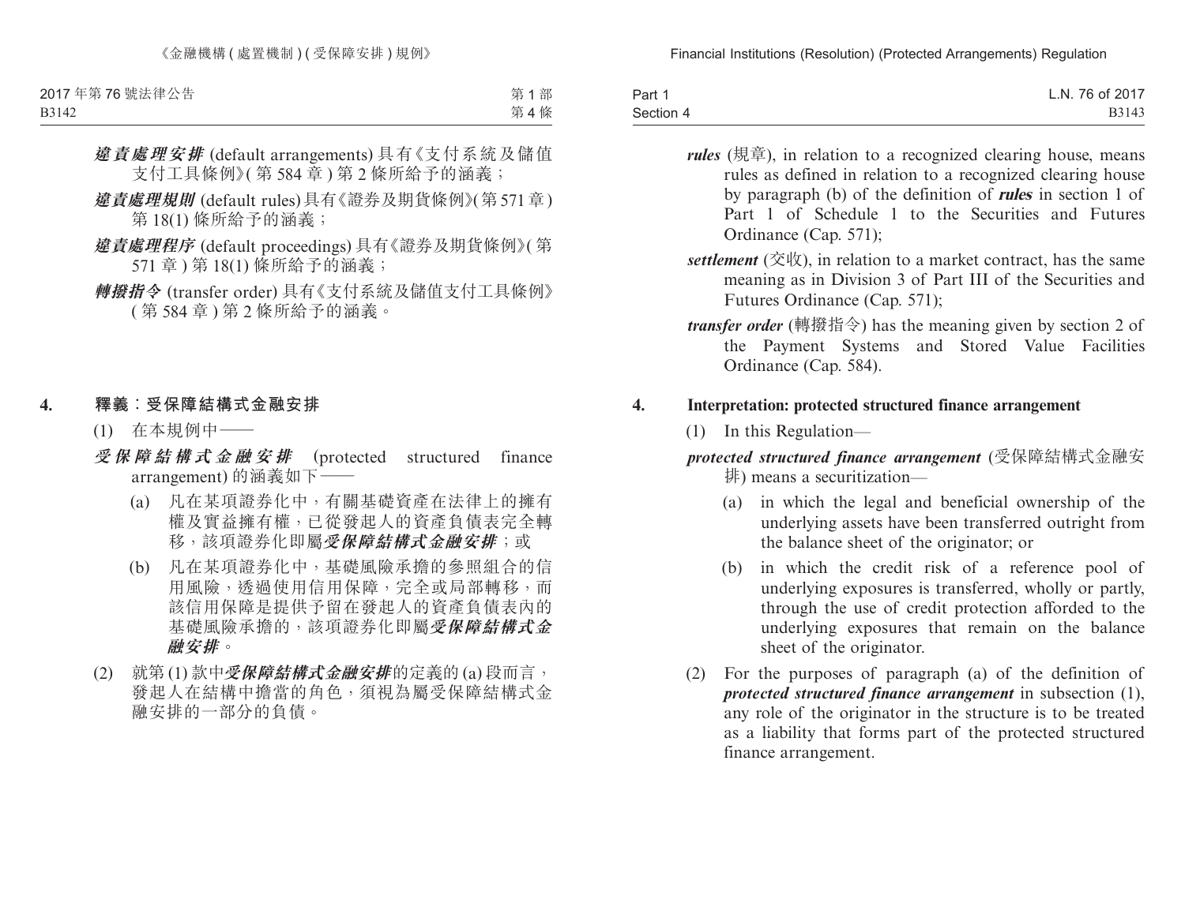***違責處理安排*** (default arrangements) 具有《支付系統及儲值支付工具條例》(第 584 章) 第 2 條所給予的涵義；

***違責處理規則*** (default rules) 具有《證券及期貨條例》(第 571 章) 第 18(1) 條所給予的涵義；

***違責處理程序*** (default proceedings) 具有《證券及期貨條例》(第 571 章) 第 18(1) 條所給予的涵義；

***轉撥指令*** (transfer order) 具有《支付系統及儲值支付工具條例》(第 584 章) 第 2 條所給予的涵義。

## 4. 釋義：受保障結構式金融安排

(1) 在本規例中——

***受保障結構式金融安排*** (protected structured finance arrangement) 的涵義如下——

(a) 凡在某項證券化中，有關基礎資產在法律上的擁有權及實益擁有權，已從發起人的資產負債表完全轉移，該項證券化即屬***受保障結構式金融安排***；或

(b) 凡在某項證券化中，基礎風險承擔的參照組合的信用風險，透過使用信用保障，完全或局部轉移，而該信用保障是提供予留在發起人的資產負債表內的基礎風險承擔的，該項證券化即屬***受保障結構式金融安排***。

(2) 就第 (1) 款中***受保障結構式金融安排***的定義的 (a) 段而言，發起人在結構中擔當的角色，須視為屬受保障結構式金融安排的一部分的負債。

***rules*** (規章), in relation to a recognized clearing house, means rules as defined in relation to a recognized clearing house by paragraph (b) of the definition of ***rules*** in section 1 of Part 1 of Schedule 1 to the Securities and Futures Ordinance (Cap. 571);

***settlement*** (交收), in relation to a market contract, has the same meaning as in Division 3 of Part III of the Securities and Futures Ordinance (Cap. 571);

***transfer order*** (轉撥指令) has the meaning given by section 2 of the Payment Systems and Stored Value Facilities Ordinance (Cap. 584).

## 4. Interpretation: protected structured finance arrangement

(1) In this Regulation—

***protected structured finance arrangement*** (受保障結構式金融安排) means a securitization—

(a) in which the legal and beneficial ownership of the underlying assets have been transferred outright from the balance sheet of the originator; or

(b) in which the credit risk of a reference pool of underlying exposures is transferred, wholly or partly, through the use of credit protection afforded to the underlying exposures that remain on the balance sheet of the originator.

(2) For the purposes of paragraph (a) of the definition of ***protected structured finance arrangement*** in subsection (1), any role of the originator in the structure is to be treated as a liability that forms part of the protected structured finance arrangement.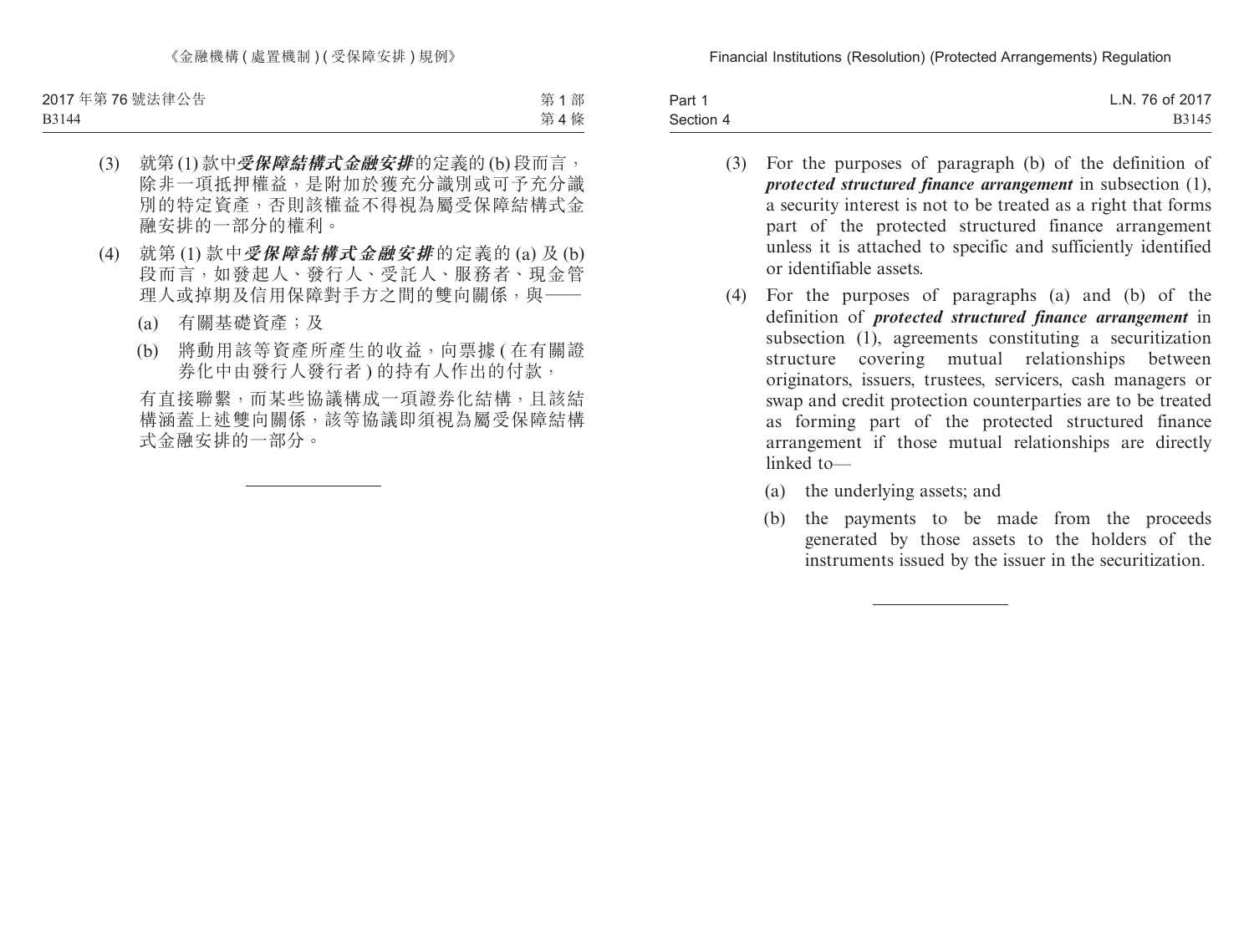(3) 就第 (1) 款中***受保障結構式金融安排***的定義的 (b) 段而言，除非一項抵押權益，是附加於獲充分識別或可予充分識別的特定資產，否則該權益不得視為屬受保障結構式金融安排的一部分的權利。

(4) 就第 (1) 款中***受保障結構式金融安排***的定義的 (a) 及 (b) 段而言，如發起人、發行人、受託人、服務者、現金管理人或掉期及信用保障對手方之間的雙向關係，與——

(a) 有關基礎資產；及

(b) 將動用該等資產所產生的收益，向票據 ( 在有關證券化中由發行人發行者 ) 的持有人作出的付款，

有直接聯繫，而某些協議構成一項證券化結構，且該結構涵蓋上述雙向關係，該等協議即須視為屬受保障結構式金融安排的一部分。

(3) For the purposes of paragraph (b) of the definition of ***protected structured finance arrangement*** in subsection (1), a security interest is not to be treated as a right that forms part of the protected structured finance arrangement unless it is attached to specific and sufficiently identified or identifiable assets.

(4) For the purposes of paragraphs (a) and (b) of the definition of ***protected structured finance arrangement*** in subsection (1), agreements constituting a securitization structure covering mutual relationships between originators, issuers, trustees, servicers, cash managers or swap and credit protection counterparties are to be treated as forming part of the protected structured finance arrangement if those mutual relationships are directly linked to—

(a) the underlying assets; and

(b) the payments to be made from the proceeds generated by those assets to the holders of the instruments issued by the issuer in the securitization.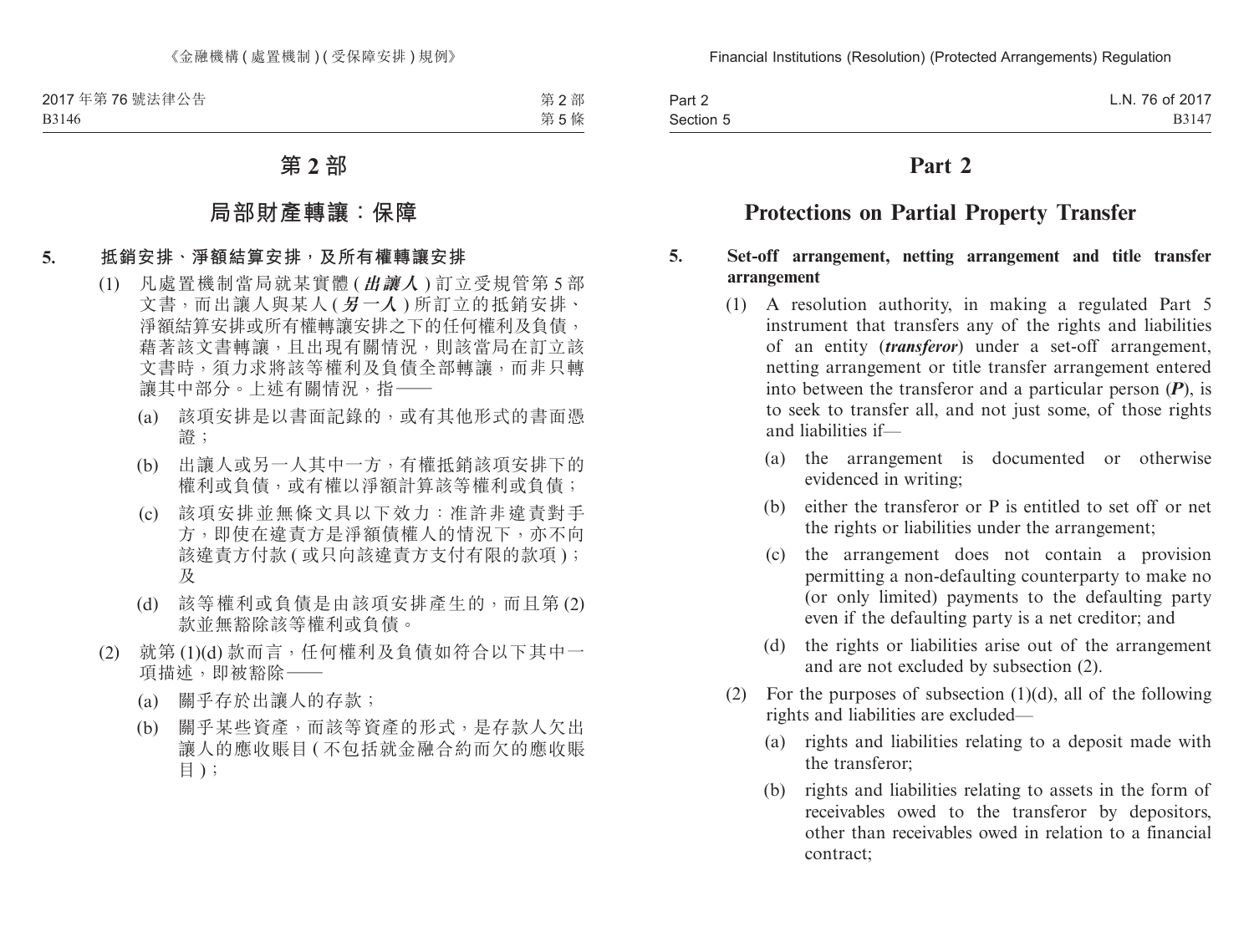# 第 2 部

## 局部財產轉讓：保障

### 5. 抵銷安排、淨額結算安排，及所有權轉讓安排

(1) 凡處置機制當局就某實體 (***出讓人***) 訂立受規管第 5 部文書，而出讓人與某人 (***另一人***) 所訂立的抵銷安排、淨額結算安排或所有權轉讓安排之下的任何權利及負債，藉著該文書轉讓，且出現有關情況，則該當局在訂立該文書時，須力求將該等權利及負債全部轉讓，而非只轉讓其中部分。上述有關情況，指——

(a) 該項安排是以書面記錄的，或有其他形式的書面憑證；

(b) 出讓人或另一人其中一方，有權抵銷該項安排下的權利或負債，或有權以淨額計算該等權利或負債；

(c) 該項安排並無條文具以下效力：准許非違責對手方，即使在違責方是淨額債權人的情況下，亦不向該違責方付款 (或只向該違責方支付有限的款項)；及

(d) 該等權利或負債是由該項安排產生的，而且第 (2) 款並無豁除該等權利或負債。

(2) 就第 (1)(d) 款而言，任何權利及負債如符合以下其中一項描述，即被豁除——

(a) 關乎存於出讓人的存款；

(b) 關乎某些資產，而該等資產的形式，是存款人欠出讓人的應收賬目 (不包括就金融合約而欠的應收賬目)；

# Part 2

## Protections on Partial Property Transfer

### 5. Set-off arrangement, netting arrangement and title transfer arrangement

(1) A resolution authority, in making a regulated Part 5 instrument that transfers any of the rights and liabilities of an entity (***transferor***) under a set-off arrangement, netting arrangement or title transfer arrangement entered into between the transferor and a particular person (***P***), is to seek to transfer all, and not just some, of those rights and liabilities if—

(a) the arrangement is documented or otherwise evidenced in writing;

(b) either the transferor or P is entitled to set off or net the rights or liabilities under the arrangement;

(c) the arrangement does not contain a provision permitting a non-defaulting counterparty to make no (or only limited) payments to the defaulting party even if the defaulting party is a net creditor; and

(d) the rights or liabilities arise out of the arrangement and are not excluded by subsection (2).

(2) For the purposes of subsection (1)(d), all of the following rights and liabilities are excluded—

(a) rights and liabilities relating to a deposit made with the transferor;

(b) rights and liabilities relating to assets in the form of receivables owed to the transferor by depositors, other than receivables owed in relation to a financial contract;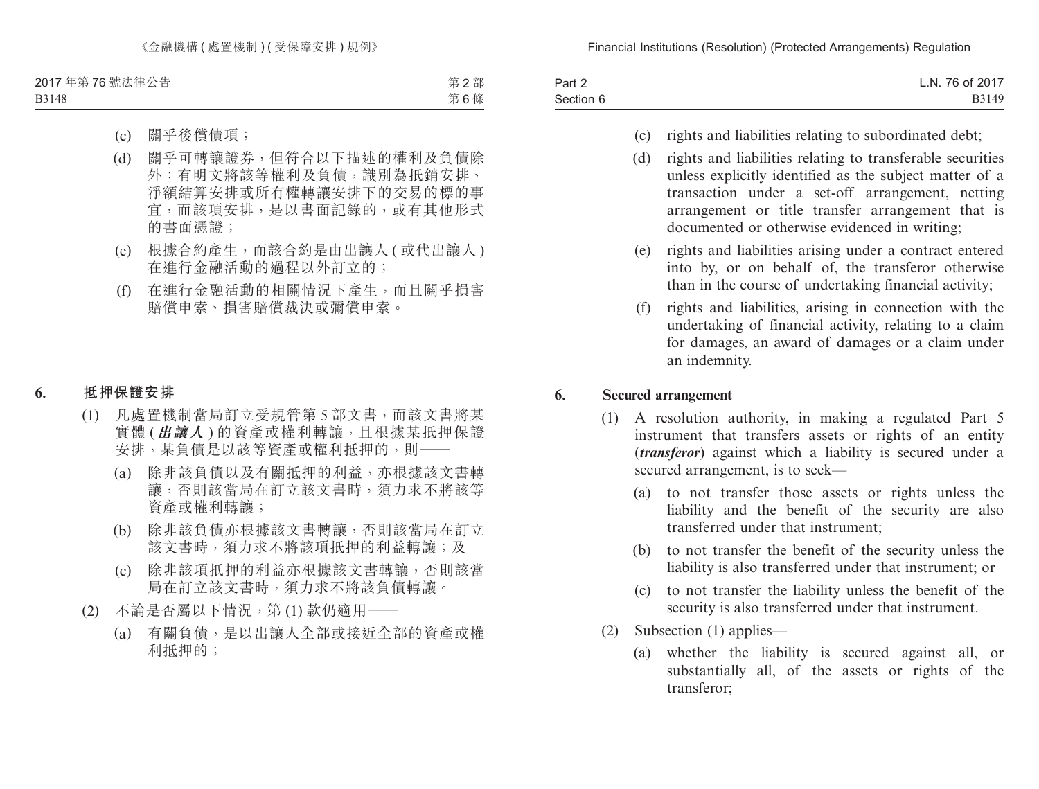(c) 關乎後償債項；

(d) 關乎可轉讓證券，但符合以下描述的權利及負債除外：有明文將該等權利及負債，識別為抵銷安排、淨額結算安排或所有權轉讓安排下的交易的標的事宜，而該項安排，是以書面記錄的，或有其他形式的書面憑證；

(e) 根據合約產生，而該合約是由出讓人 ( 或代出讓人 ) 在進行金融活動的過程以外訂立的；

(f) 在進行金融活動的相關情況下產生，而且關乎損害賠償申索、損害賠償裁決或彌償申索。

## 6. 抵押保證安排

(1) 凡處置機制當局訂立受規管第 5 部文書，而該文書將某實體 (***出讓人***) 的資產或權利轉讓，且根據某抵押保證安排，某負債是以該等資產或權利抵押的，則——

(a) 除非該負債以及有關抵押的利益，亦根據該文書轉讓，否則該當局在訂立該文書時，須力求不將該等資產或權利轉讓；

(b) 除非該負債亦根據該文書轉讓，否則該當局在訂立該文書時，須力求不將該項抵押的利益轉讓；及

(c) 除非該項抵押的利益亦根據該文書轉讓，否則該當局在訂立該文書時，須力求不將該負債轉讓。

(2) 不論是否屬以下情況，第 (1) 款仍適用——

(a) 有關負債，是以出讓人全部或接近全部的資產或權利抵押的；

---

(c) rights and liabilities relating to subordinated debt;

(d) rights and liabilities relating to transferable securities unless explicitly identified as the subject matter of a transaction under a set-off arrangement, netting arrangement or title transfer arrangement that is documented or otherwise evidenced in writing;

(e) rights and liabilities arising under a contract entered into by, or on behalf of, the transferor otherwise than in the course of undertaking financial activity;

(f) rights and liabilities, arising in connection with the undertaking of financial activity, relating to a claim for damages, an award of damages or a claim under an indemnity.

## 6. Secured arrangement

(1) A resolution authority, in making a regulated Part 5 instrument that transfers assets or rights of an entity (***transferor***) against which a liability is secured under a secured arrangement, is to seek—

(a) to not transfer those assets or rights unless the liability and the benefit of the security are also transferred under that instrument;

(b) to not transfer the benefit of the security unless the liability is also transferred under that instrument; or

(c) to not transfer the liability unless the benefit of the security is also transferred under that instrument.

(2) Subsection (1) applies—

(a) whether the liability is secured against all, or substantially all, of the assets or rights of the transferor;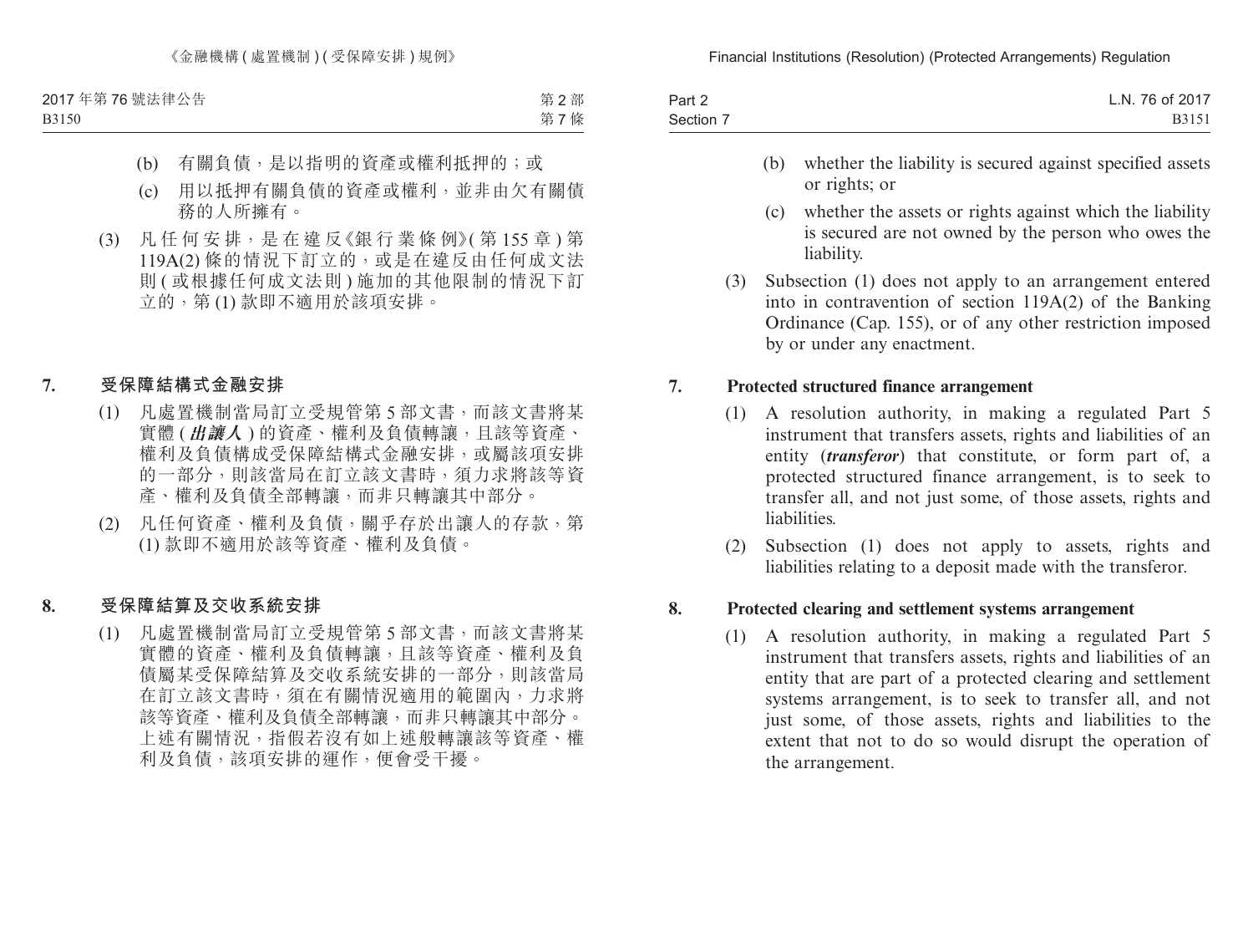(b) 有關負債，是以指明的資產或權利抵押的；或

(c) 用以抵押有關負債的資產或權利，並非由欠有關債務的人所擁有。

(3) 凡任何安排，是在違反《銀行業條例》(第 155 章) 第 119A(2) 條的情況下訂立的，或是在違反由任何成文法則 (或根據任何成文法則) 施加的其他限制的情況下訂立的，第 (1) 款即不適用於該項安排。

## 7. 受保障結構式金融安排

(1) 凡處置機制當局訂立受規管第 5 部文書，而該文書將某實體 (***出讓人***) 的資產、權利及負債轉讓，且該等資產、權利及負債構成受保障結構式金融安排，或屬該項安排的一部分，則該當局在訂立該文書時，須力求將該等資產、權利及負債全部轉讓，而非只轉讓其中部分。

(2) 凡任何資產、權利及負債，關乎存於出讓人的存款，第 (1) 款即不適用於該等資產、權利及負債。

## 8. 受保障結算及交收系統安排

(1) 凡處置機制當局訂立受規管第 5 部文書，而該文書將某實體的資產、權利及負債轉讓，且該等資產、權利及負債屬某受保障結算及交收系統安排的一部分，則該當局在訂立該文書時，須在有關情況適用的範圍內，力求將該等資產、權利及負債全部轉讓，而非只轉讓其中部分。上述有關情況，指假若沒有如上述般轉讓該等資產、權利及負債，該項安排的運作，便會受干擾。

(b) whether the liability is secured against specified assets or rights; or

(c) whether the assets or rights against which the liability is secured are not owned by the person who owes the liability.

(3) Subsection (1) does not apply to an arrangement entered into in contravention of section 119A(2) of the Banking Ordinance (Cap. 155), or of any other restriction imposed by or under any enactment.

## 7. Protected structured finance arrangement

(1) A resolution authority, in making a regulated Part 5 instrument that transfers assets, rights and liabilities of an entity (***transferor***) that constitute, or form part of, a protected structured finance arrangement, is to seek to transfer all, and not just some, of those assets, rights and liabilities.

(2) Subsection (1) does not apply to assets, rights and liabilities relating to a deposit made with the transferor.

## 8. Protected clearing and settlement systems arrangement

(1) A resolution authority, in making a regulated Part 5 instrument that transfers assets, rights and liabilities of an entity that are part of a protected clearing and settlement systems arrangement, is to seek to transfer all, and not just some, of those assets, rights and liabilities to the extent that not to do so would disrupt the operation of the arrangement.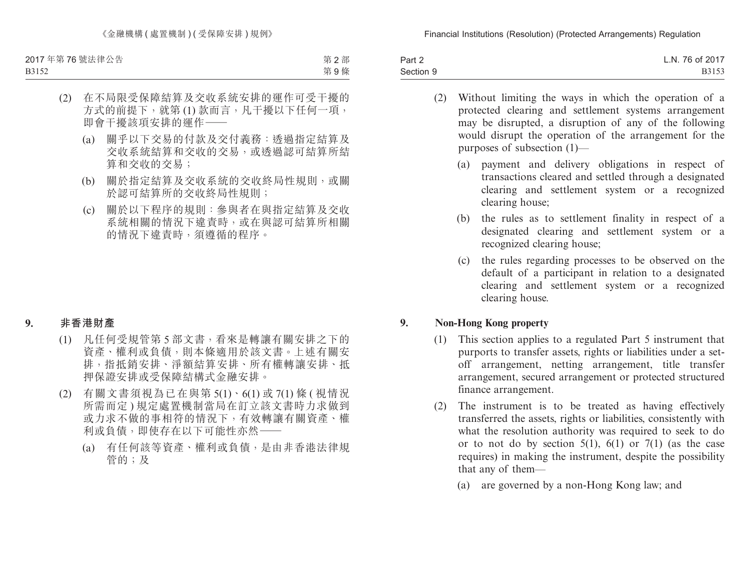(2) 在不局限受保障結算及交收系統安排的運作可受干擾的方式的前提下，就第 (1) 款而言，凡干擾以下任何一項，即會干擾該項安排的運作——

(a) 關乎以下交易的付款及交付義務：透過指定結算及交收系統結算和交收的交易，或透過認可結算所結算和交收的交易；

(b) 關於指定結算及交收系統的交收終局性規則，或關於認可結算所的交收終局性規則；

(c) 關於以下程序的規則：參與者在與指定結算及交收系統相關的情況下違責時，或在與認可結算所相關的情況下違責時，須遵循的程序。

**9. 非香港財產**

(1) 凡任何受規管第 5 部文書，看來是轉讓有關安排之下的資產、權利或負債，則本條適用於該文書。上述有關安排，指抵銷安排、淨額結算安排、所有權轉讓安排、抵押保證安排或受保障結構式金融安排。

(2) 有關文書須視為已在與第 5(1)、6(1) 或 7(1) 條 (視情況所需而定) 規定處置機制當局在訂立該文書時力求做到或力求不做的事相符的情況下，有效轉讓有關資產、權利或負債，即使存在以下可能性亦然——

(a) 有任何該等資產、權利或負債，是由非香港法律規管的；及

(2) Without limiting the ways in which the operation of a protected clearing and settlement systems arrangement may be disrupted, a disruption of any of the following would disrupt the operation of the arrangement for the purposes of subsection (1)—

(a) payment and delivery obligations in respect of transactions cleared and settled through a designated clearing and settlement system or a recognized clearing house;

(b) the rules as to settlement finality in respect of a designated clearing and settlement system or a recognized clearing house;

(c) the rules regarding processes to be observed on the default of a participant in relation to a designated clearing and settlement system or a recognized clearing house.

**9. Non-Hong Kong property**

(1) This section applies to a regulated Part 5 instrument that purports to transfer assets, rights or liabilities under a set-off arrangement, netting arrangement, title transfer arrangement, secured arrangement or protected structured finance arrangement.

(2) The instrument is to be treated as having effectively transferred the assets, rights or liabilities, consistently with what the resolution authority was required to seek to do or to not do by section 5(1), 6(1) or 7(1) (as the case requires) in making the instrument, despite the possibility that any of them—

(a) are governed by a non-Hong Kong law; and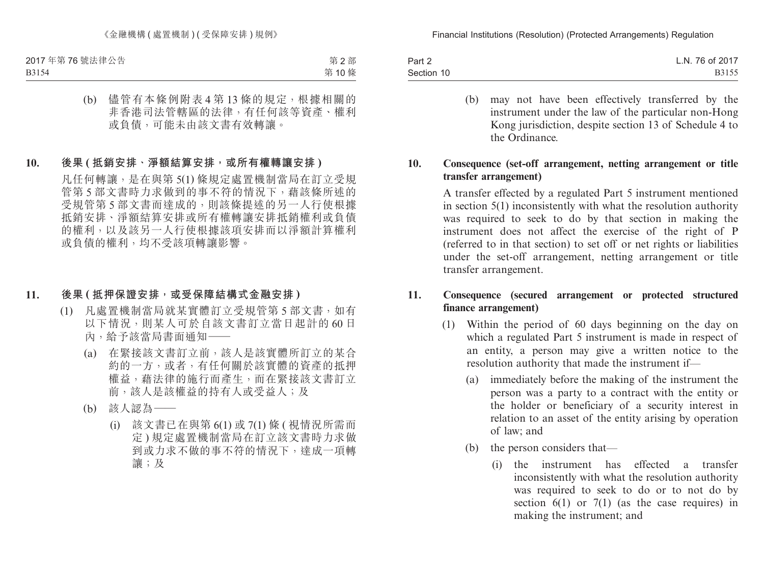(b) 儘管有本條例附表 4 第 13 條的規定，根據相關的非香港司法管轄區的法律，有任何該等資產、權利或負債，可能未由該文書有效轉讓。

**10. 後果 ( 抵銷安排、淨額結算安排，或所有權轉讓安排 )**

凡任何轉讓，是在與第 5(1) 條規定處置機制當局在訂立受規管第 5 部文書時力求做到的事不符的情況下，藉該條所述的受規管第 5 部文書而達成的，則該條提述的另一人行使根據抵銷安排、淨額結算安排或所有權轉讓安排抵銷權利或負債的權利，以及該另一人行使根據該項安排而以淨額計算權利或負債的權利，均不受該項轉讓影響。

**11. 後果 ( 抵押保證安排，或受保障結構式金融安排 )**

(1) 凡處置機制當局就某實體訂立受規管第 5 部文書，如有以下情況，則某人可於自該文書訂立當日起計的 60 日內，給予該當局書面通知——

(a) 在緊接該文書訂立前，該人是該實體所訂立的某合約的一方，或者，有任何關於該實體的資產的抵押權益，藉法律的施行而產生，而在緊接該文書訂立前，該人是該權益的持有人或受益人；及

(b) 該人認為——

(i) 該文書已在與第 6(1) 或 7(1) 條 ( 視情況所需而定 ) 規定處置機制當局在訂立該文書時力求做到或力求不做的事不符的情況下，達成一項轉讓；及

(b) may not have been effectively transferred by the instrument under the law of the particular non-Hong Kong jurisdiction, despite section 13 of Schedule 4 to the Ordinance.

**10. Consequence (set-off arrangement, netting arrangement or title transfer arrangement)**

A transfer effected by a regulated Part 5 instrument mentioned in section 5(1) inconsistently with what the resolution authority was required to seek to do by that section in making the instrument does not affect the exercise of the right of P (referred to in that section) to set off or net rights or liabilities under the set-off arrangement, netting arrangement or title transfer arrangement.

**11. Consequence (secured arrangement or protected structured finance arrangement)**

(1) Within the period of 60 days beginning on the day on which a regulated Part 5 instrument is made in respect of an entity, a person may give a written notice to the resolution authority that made the instrument if—

(a) immediately before the making of the instrument the person was a party to a contract with the entity or the holder or beneficiary of a security interest in relation to an asset of the entity arising by operation of law; and

(b) the person considers that—

(i) the instrument has effected a transfer inconsistently with what the resolution authority was required to seek to do or to not do by section 6(1) or 7(1) (as the case requires) in making the instrument; and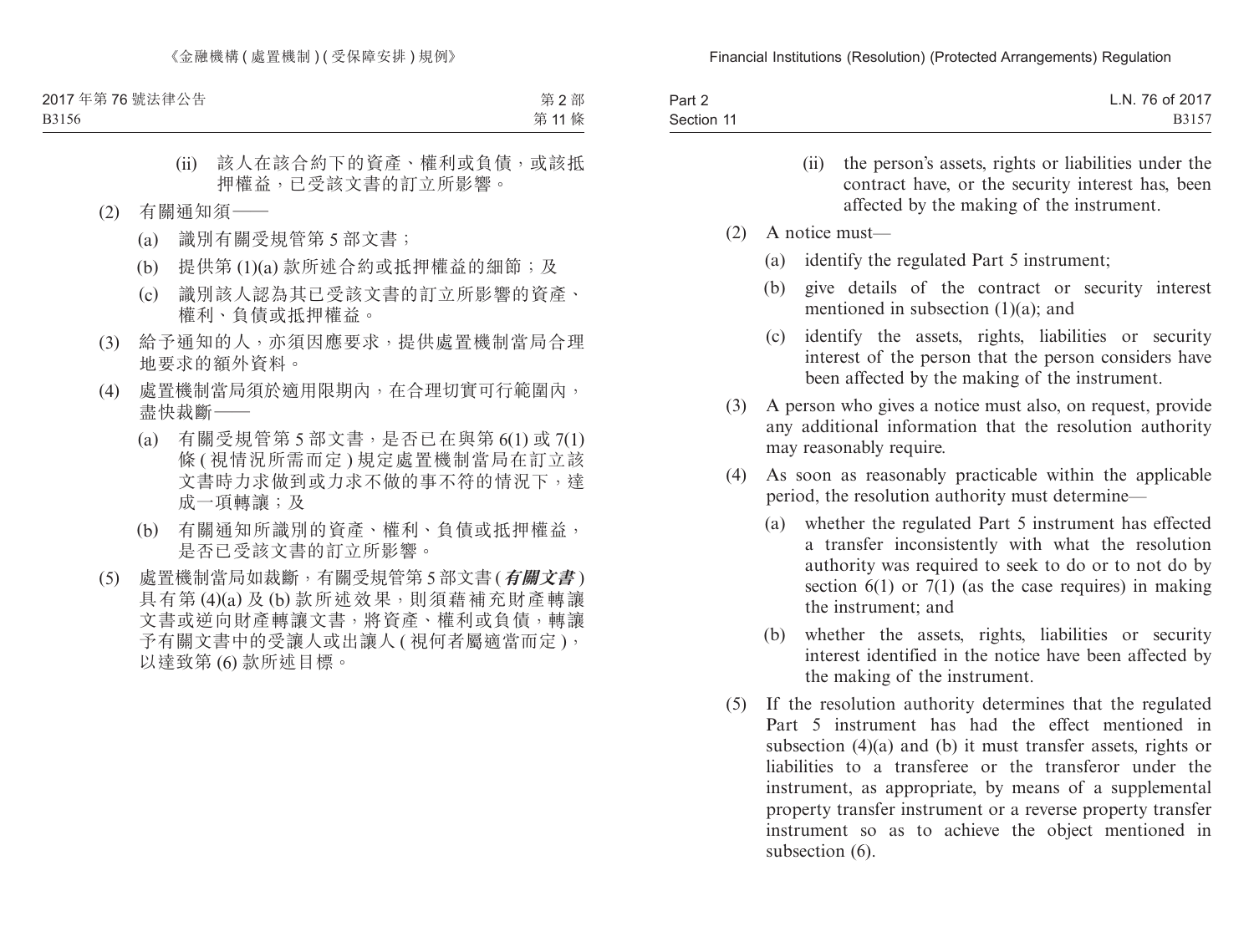(ii) 該人在該合約下的資產、權利或負債，或該抵押權益，已受該文書的訂立所影響。

(2) 有關通知須——

(a) 識別有關受規管第 5 部文書；

(b) 提供第 (1)(a) 款所述合約或抵押權益的細節；及

(c) 識別該人認為其已受該文書的訂立所影響的資產、權利、負債或抵押權益。

(3) 給予通知的人，亦須因應要求，提供處置機制當局合理地要求的額外資料。

(4) 處置機制當局須於適用限期內，在合理切實可行範圍內，盡快裁斷——

(a) 有關受規管第 5 部文書，是否已在與第 6(1) 或 7(1) 條 (視情況所需而定) 規定處置機制當局在訂立該文書時力求做到或力求不做的事不符的情況下，達成一項轉讓；及

(b) 有關通知所識別的資產、權利、負債或抵押權益，是否已受該文書的訂立所影響。

(5) 處置機制當局如裁斷，有關受規管第 5 部文書 (***有關文書***) 具有第 (4)(a) 及 (b) 款所述效果，則須藉補充財產轉讓文書或逆向財產轉讓文書，將資產、權利或負債，轉讓予有關文書中的受讓人或出讓人 (視何者屬適當而定)，以達致第 (6) 款所述目標。

(ii) the person's assets, rights or liabilities under the contract have, or the security interest has, been affected by the making of the instrument.

(2) A notice must—

(a) identify the regulated Part 5 instrument;

(b) give details of the contract or security interest mentioned in subsection (1)(a); and

(c) identify the assets, rights, liabilities or security interest of the person that the person considers have been affected by the making of the instrument.

(3) A person who gives a notice must also, on request, provide any additional information that the resolution authority may reasonably require.

(4) As soon as reasonably practicable within the applicable period, the resolution authority must determine—

(a) whether the regulated Part 5 instrument has effected a transfer inconsistently with what the resolution authority was required to seek to do or to not do by section 6(1) or 7(1) (as the case requires) in making the instrument; and

(b) whether the assets, rights, liabilities or security interest identified in the notice have been affected by the making of the instrument.

(5) If the resolution authority determines that the regulated Part 5 instrument has had the effect mentioned in subsection (4)(a) and (b) it must transfer assets, rights or liabilities to a transferee or the transferor under the instrument, as appropriate, by means of a supplemental property transfer instrument or a reverse property transfer instrument so as to achieve the object mentioned in subsection (6).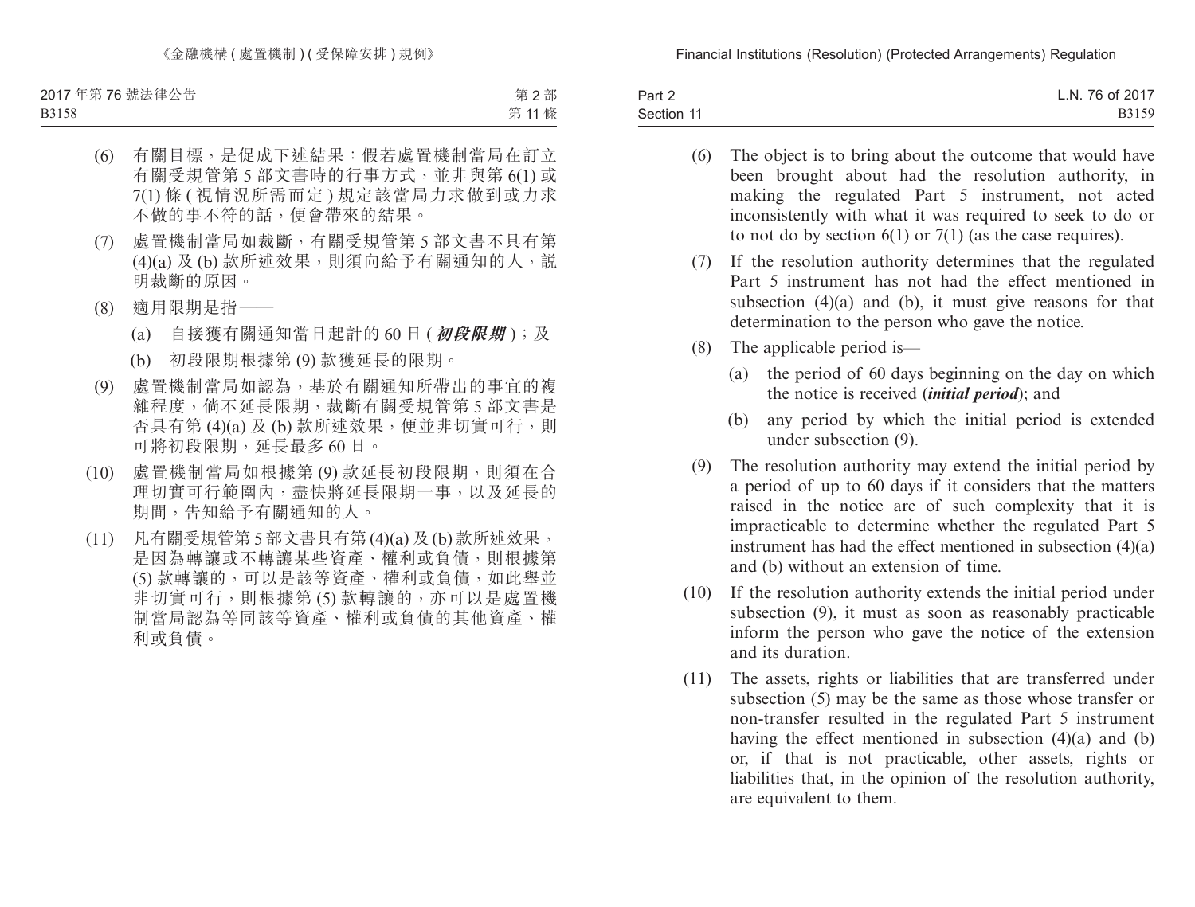(6) 有關目標，是促成下述結果：假若處置機制當局在訂立有關受規管第 5 部文書時的行事方式，並非與第 6(1) 或 7(1) 條 ( 視情況所需而定 ) 規定該當局力求做到或力求不做的事不符的話，便會帶來的結果。

(7) 處置機制當局如裁斷，有關受規管第 5 部文書不具有第 (4)(a) 及 (b) 款所述效果，則須向給予有關通知的人，說明裁斷的原因。

(8) 適用限期是指——

(a) 自接獲有關通知當日起計的 60 日 ( ***初段限期*** )；及

(b) 初段限期根據第 (9) 款獲延長的限期。

(9) 處置機制當局如認為，基於有關通知所帶出的事宜的複雜程度，倘不延長限期，裁斷有關受規管第 5 部文書是否具有第 (4)(a) 及 (b) 款所述效果，便並非切實可行，則可將初段限期，延長最多 60 日。

(10) 處置機制當局如根據第 (9) 款延長初段限期，則須在合理切實可行範圍內，盡快將延長限期一事，以及延長的期間，告知給予有關通知的人。

(11) 凡有關受規管第 5 部文書具有第 (4)(a) 及 (b) 款所述效果，是因為轉讓或不轉讓某些資產、權利或負債，則根據第 (5) 款轉讓的，可以是該等資產、權利或負債，如此舉並非切實可行，則根據第 (5) 款轉讓的，亦可以是處置機制當局認為等同該等資產、權利或負債的其他資產、權利或負債。

(6) The object is to bring about the outcome that would have been brought about had the resolution authority, in making the regulated Part 5 instrument, not acted inconsistently with what it was required to seek to do or to not do by section 6(1) or 7(1) (as the case requires).

(7) If the resolution authority determines that the regulated Part 5 instrument has not had the effect mentioned in subsection (4)(a) and (b), it must give reasons for that determination to the person who gave the notice.

(8) The applicable period is—

(a) the period of 60 days beginning on the day on which the notice is received (***initial period***); and

(b) any period by which the initial period is extended under subsection (9).

(9) The resolution authority may extend the initial period by a period of up to 60 days if it considers that the matters raised in the notice are of such complexity that it is impracticable to determine whether the regulated Part 5 instrument has had the effect mentioned in subsection (4)(a) and (b) without an extension of time.

(10) If the resolution authority extends the initial period under subsection (9), it must as soon as reasonably practicable inform the person who gave the notice of the extension and its duration.

(11) The assets, rights or liabilities that are transferred under subsection (5) may be the same as those whose transfer or non-transfer resulted in the regulated Part 5 instrument having the effect mentioned in subsection (4)(a) and (b) or, if that is not practicable, other assets, rights or liabilities that, in the opinion of the resolution authority, are equivalent to them.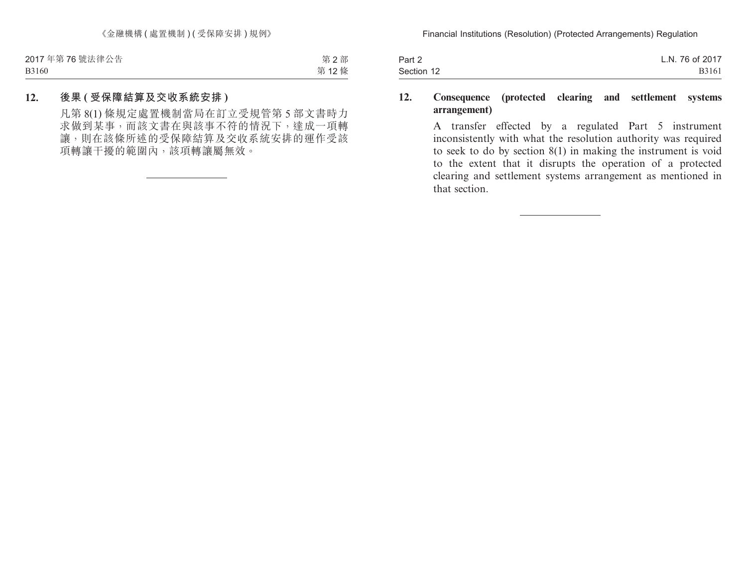## 12. 後果 (受保障結算及交收系統安排)

凡第 8(1) 條規定處置機制當局在訂立受規管第 5 部文書時力求做到某事，而該文書在與該事不符的情況下，達成一項轉讓，則在該條所述的受保障結算及交收系統安排的運作受該項轉讓干擾的範圍內，該項轉讓屬無效。

---

## 12. Consequence (protected clearing and settlement systems arrangement)

A transfer effected by a regulated Part 5 instrument inconsistently with what the resolution authority was required to seek to do by section 8(1) in making the instrument is void to the extent that it disrupts the operation of a protected clearing and settlement systems arrangement as mentioned in that section.

---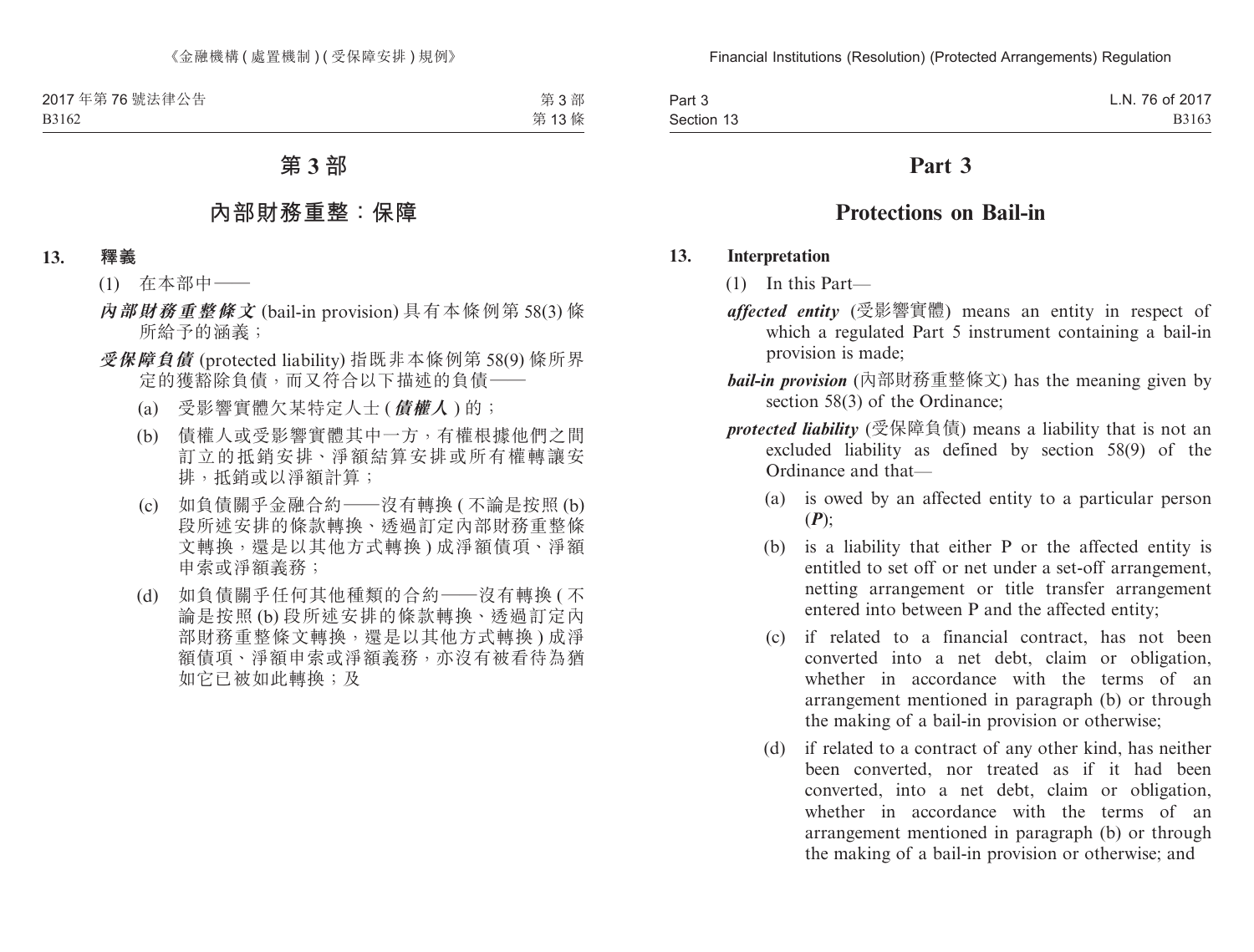# 第 3 部

## 內部財務重整：保障

**13. 釋義**

(1) 在本部中——

***內部財務重整條文*** (bail-in provision) 具有本條例第 58(3) 條所給予的涵義；

***受保障負債*** (protected liability) 指既非本條例第 58(9) 條所界定的獲豁除負債，而又符合以下描述的負債——

(a) 受影響實體欠某特定人士 (***債權人***) 的；

(b) 債權人或受影響實體其中一方，有權根據他們之間訂立的抵銷安排、淨額結算安排或所有權轉讓安排，抵銷或以淨額計算；

(c) 如負債關乎金融合約——沒有轉換 (不論是按照 (b) 段所述安排的條款轉換、透過訂定內部財務重整條文轉換，還是以其他方式轉換) 成淨額債項、淨額申索或淨額義務；

(d) 如負債關乎任何其他種類的合約——沒有轉換 (不論是按照 (b) 段所述安排的條款轉換、透過訂定內部財務重整條文轉換，還是以其他方式轉換) 成淨額債項、淨額申索或淨額義務，亦沒有被看待為猶如它已被如此轉換；及

# Part 3

## Protections on Bail-in

**13. Interpretation**

(1) In this Part—

***affected entity*** (受影響實體) means an entity in respect of which a regulated Part 5 instrument containing a bail-in provision is made;

***bail-in provision*** (內部財務重整條文) has the meaning given by section 58(3) of the Ordinance;

***protected liability*** (受保障負債) means a liability that is not an excluded liability as defined by section 58(9) of the Ordinance and that—

(a) is owed by an affected entity to a particular person (***P***);

(b) is a liability that either P or the affected entity is entitled to set off or net under a set-off arrangement, netting arrangement or title transfer arrangement entered into between P and the affected entity;

(c) if related to a financial contract, has not been converted into a net debt, claim or obligation, whether in accordance with the terms of an arrangement mentioned in paragraph (b) or through the making of a bail-in provision or otherwise;

(d) if related to a contract of any other kind, has neither been converted, nor treated as if it had been converted, into a net debt, claim or obligation, whether in accordance with the terms of an arrangement mentioned in paragraph (b) or through the making of a bail-in provision or otherwise; and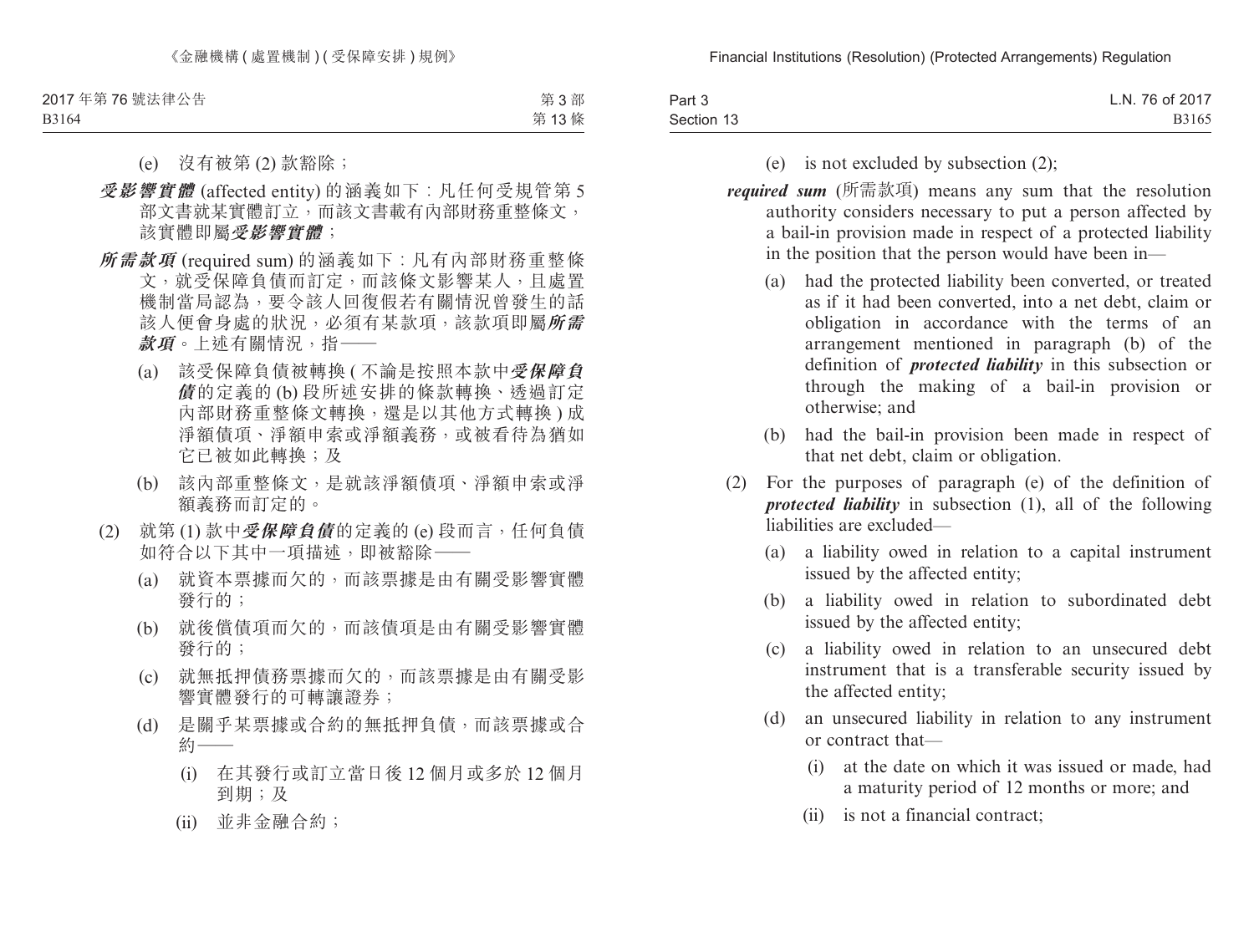(e) 沒有被第 (2) 款豁除；

***受影響實體*** (affected entity) 的涵義如下：凡任何受規管第 5 部文書就某實體訂立，而該文書載有內部財務重整條文，該實體即屬***受影響實體***；

***所需款項*** (required sum) 的涵義如下：凡有內部財務重整條文，就受保障負債而訂定，而該條文影響某人，且處置機制當局認為，要令該人回復假若有關情況曾發生的話該人便會身處的狀況，必須有某款項，該款項即屬***所需款項***。上述有關情況，指——

(a) 該受保障負債被轉換 (不論是按照本款中***受保障負債***的定義的 (b) 段所述安排的條款轉換、透過訂定內部財務重整條文轉換，還是以其他方式轉換) 成淨額債項、淨額申索或淨額義務，或被看待為猶如它已被如此轉換；及

(b) 該內部重整條文，是就該淨額債項、淨額申索或淨額義務而訂定的。

(2) 就第 (1) 款中***受保障負債***的定義的 (e) 段而言，任何負債如符合以下其中一項描述，即被豁除——

(a) 就資本票據而欠的，而該票據是由有關受影響實體發行的；

(b) 就後償債項而欠的，而該債項是由有關受影響實體發行的；

(c) 就無抵押債務票據而欠的，而該票據是由有關受影響實體發行的可轉讓證券；

(d) 是關乎某票據或合約的無抵押負債，而該票據或合約——

(i) 在其發行或訂立當日後 12 個月或多於 12 個月到期；及

(ii) 並非金融合約；

(e) is not excluded by subsection (2);

***required sum*** (所需款項) means any sum that the resolution authority considers necessary to put a person affected by a bail-in provision made in respect of a protected liability in the position that the person would have been in—

(a) had the protected liability been converted, or treated as if it had been converted, into a net debt, claim or obligation in accordance with the terms of an arrangement mentioned in paragraph (b) of the definition of ***protected liability*** in this subsection or through the making of a bail-in provision or otherwise; and

(b) had the bail-in provision been made in respect of that net debt, claim or obligation.

(2) For the purposes of paragraph (e) of the definition of ***protected liability*** in subsection (1), all of the following liabilities are excluded—

(a) a liability owed in relation to a capital instrument issued by the affected entity;

(b) a liability owed in relation to subordinated debt issued by the affected entity;

(c) a liability owed in relation to an unsecured debt instrument that is a transferable security issued by the affected entity;

(d) an unsecured liability in relation to any instrument or contract that—

(i) at the date on which it was issued or made, had a maturity period of 12 months or more; and

(ii) is not a financial contract;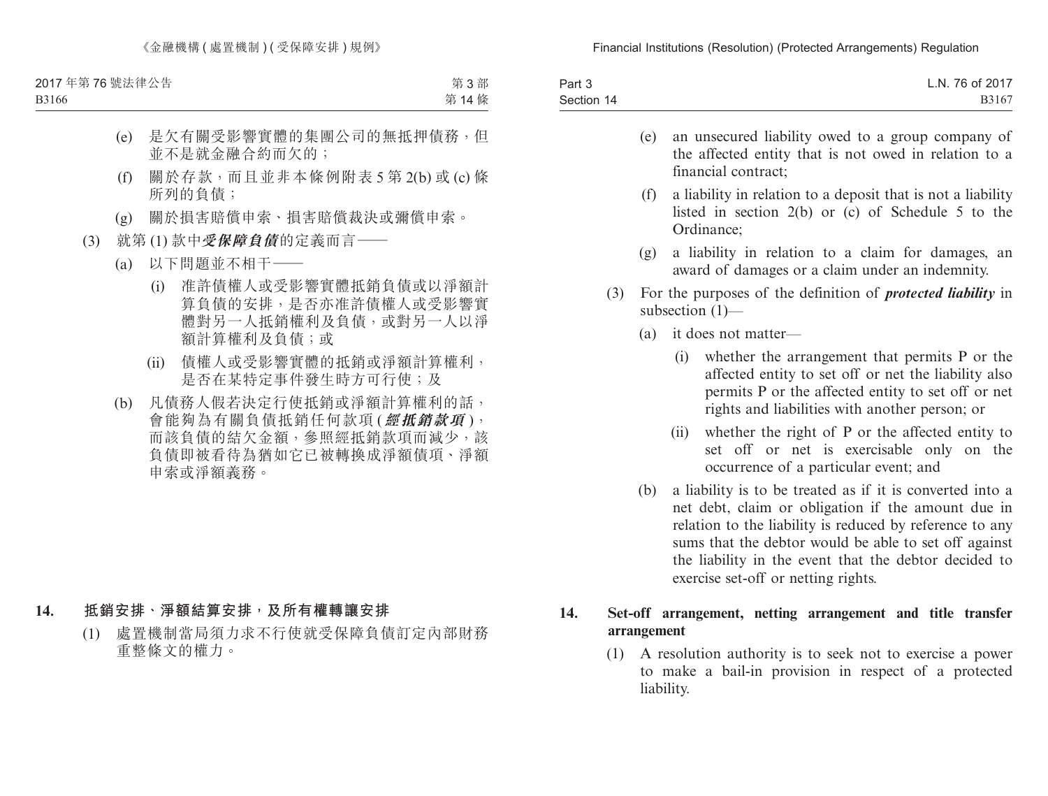(e) 是欠有關受影響實體的集團公司的無抵押債務，但並不是就金融合約而欠的；

(f) 關於存款，而且並非本條例附表 5 第 2(b) 或 (c) 條所列的負債；

(g) 關於損害賠償申索、損害賠償裁決或彌償申索。

(3) 就第 (1) 款中***受保障負債***的定義而言——

(a) 以下問題並不相干——

(i) 准許債權人或受影響實體抵銷負債或以淨額計算負債的安排，是否亦准許債權人或受影響實體對另一人抵銷權利及負債，或對另一人以淨額計算權利及負債；或

(ii) 債權人或受影響實體的抵銷或淨額計算權利，是否在某特定事件發生時方可行使；及

(b) 凡債務人假若決定行使抵銷或淨額計算權利的話，會能夠為有關負債抵銷任何款項 (***經抵銷款項***)，而該負債的結欠金額，參照經抵銷款項而減少，該負債即被看待為猶如它已被轉換成淨額債項、淨額申索或淨額義務。

## 14. 抵銷安排、淨額結算安排，及所有權轉讓安排

(1) 處置機制當局須力求不行使就受保障負債訂定內部財務重整條文的權力。

(e) an unsecured liability owed to a group company of the affected entity that is not owed in relation to a financial contract;

(f) a liability in relation to a deposit that is not a liability listed in section 2(b) or (c) of Schedule 5 to the Ordinance;

(g) a liability in relation to a claim for damages, an award of damages or a claim under an indemnity.

(3) For the purposes of the definition of ***protected liability*** in subsection (1)—

(a) it does not matter—

(i) whether the arrangement that permits P or the affected entity to set off or net the liability also permits P or the affected entity to set off or net rights and liabilities with another person; or

(ii) whether the right of P or the affected entity to set off or net is exercisable only on the occurrence of a particular event; and

(b) a liability is to be treated as if it is converted into a net debt, claim or obligation if the amount due in relation to the liability is reduced by reference to any sums that the debtor would be able to set off against the liability in the event that the debtor decided to exercise set-off or netting rights.

## 14. Set-off arrangement, netting arrangement and title transfer arrangement

(1) A resolution authority is to seek not to exercise a power to make a bail-in provision in respect of a protected liability.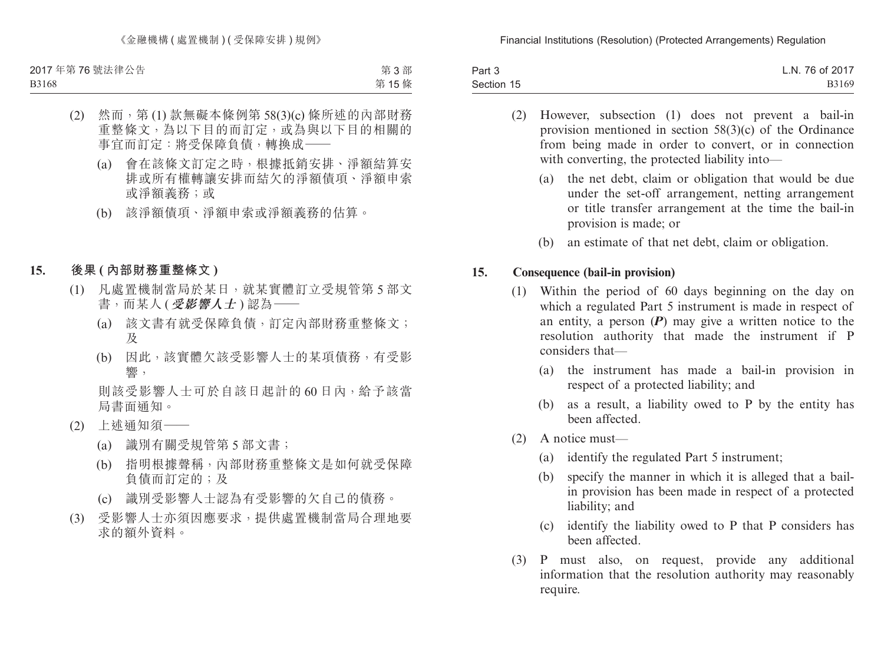(2) 然而，第 (1) 款無礙本條例第 58(3)(c) 條所述的內部財務重整條文，為以下目的而訂定，或為與以下目的相關的事宜而訂定：將受保障負債，轉換成——

(a) 會在該條文訂定之時，根據抵銷安排、淨額結算安排或所有權轉讓安排而結欠的淨額債項、淨額申索或淨額義務；或

(b) 該淨額債項、淨額申索或淨額義務的估算。

## 15. 後果 (內部財務重整條文)

(1) 凡處置機制當局於某日，就某實體訂立受規管第 5 部文書，而某人 (***受影響人士***) 認為——

(a) 該文書有就受保障負債，訂定內部財務重整條文；及

(b) 因此，該實體欠該受影響人士的某項債務，有受影響，

則該受影響人士可於自該日起計的 60 日內，給予該當局書面通知。

(2) 上述通知須——

(a) 識別有關受規管第 5 部文書；

(b) 指明根據聲稱，內部財務重整條文是如何就受保障負債而訂定的；及

(c) 識別受影響人士認為有受影響的欠自己的債務。

(3) 受影響人士亦須因應要求，提供處置機制當局合理地要求的額外資料。

(2) However, subsection (1) does not prevent a bail-in provision mentioned in section 58(3)(c) of the Ordinance from being made in order to convert, or in connection with converting, the protected liability into—

(a) the net debt, claim or obligation that would be due under the set-off arrangement, netting arrangement or title transfer arrangement at the time the bail-in provision is made; or

(b) an estimate of that net debt, claim or obligation.

## 15. Consequence (bail-in provision)

(1) Within the period of 60 days beginning on the day on which a regulated Part 5 instrument is made in respect of an entity, a person (***P***) may give a written notice to the resolution authority that made the instrument if P considers that—

(a) the instrument has made a bail-in provision in respect of a protected liability; and

(b) as a result, a liability owed to P by the entity has been affected.

(2) A notice must—

(a) identify the regulated Part 5 instrument;

(b) specify the manner in which it is alleged that a bail-in provision has been made in respect of a protected liability; and

(c) identify the liability owed to P that P considers has been affected.

(3) P must also, on request, provide any additional information that the resolution authority may reasonably require.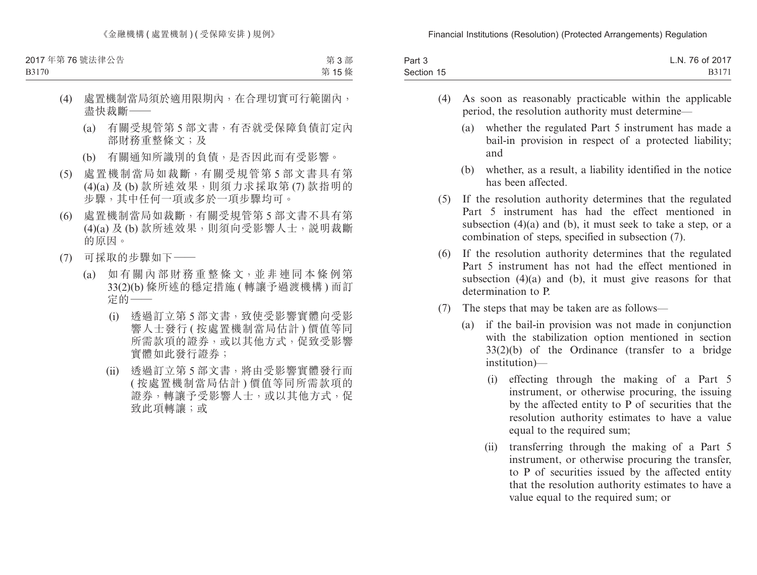(4) 處置機制當局須於適用限期內，在合理切實可行範圍內，盡快裁斷——

(a) 有關受規管第 5 部文書，有否就受保障負債訂定內部財務重整條文；及

(b) 有關通知所識別的負債，是否因此而有受影響。

(5) 處置機制當局如裁斷，有關受規管第 5 部文書具有第 (4)(a) 及 (b) 款所述效果，則須力求採取第 (7) 款指明的步驟，其中任何一項或多於一項步驟均可。

(6) 處置機制當局如裁斷，有關受規管第 5 部文書不具有第 (4)(a) 及 (b) 款所述效果，則須向受影響人士，說明裁斷的原因。

(7) 可採取的步驟如下——

(a) 如有關內部財務重整條文，並非連同本條例第 33(2)(b) 條所述的穩定措施 ( 轉讓予過渡機構 ) 而訂定的——

(i) 透過訂立第 5 部文書，致使受影響實體向受影響人士發行 ( 按處置機制當局估計 ) 價值等同所需款項的證券，或以其他方式，促致受影響實體如此發行證券；

(ii) 透過訂立第 5 部文書，將由受影響實體發行而 ( 按處置機制當局估計 ) 價值等同所需款項的證券，轉讓予受影響人士，或以其他方式，促致此項轉讓；或

(4) As soon as reasonably practicable within the applicable period, the resolution authority must determine—

(a) whether the regulated Part 5 instrument has made a bail-in provision in respect of a protected liability; and

(b) whether, as a result, a liability identified in the notice has been affected.

(5) If the resolution authority determines that the regulated Part 5 instrument has had the effect mentioned in subsection (4)(a) and (b), it must seek to take a step, or a combination of steps, specified in subsection (7).

(6) If the resolution authority determines that the regulated Part 5 instrument has not had the effect mentioned in subsection (4)(a) and (b), it must give reasons for that determination to P.

(7) The steps that may be taken are as follows—

(a) if the bail-in provision was not made in conjunction with the stabilization option mentioned in section 33(2)(b) of the Ordinance (transfer to a bridge institution)—

(i) effecting through the making of a Part 5 instrument, or otherwise procuring, the issuing by the affected entity to P of securities that the resolution authority estimates to have a value equal to the required sum;

(ii) transferring through the making of a Part 5 instrument, or otherwise procuring the transfer, to P of securities issued by the affected entity that the resolution authority estimates to have a value equal to the required sum; or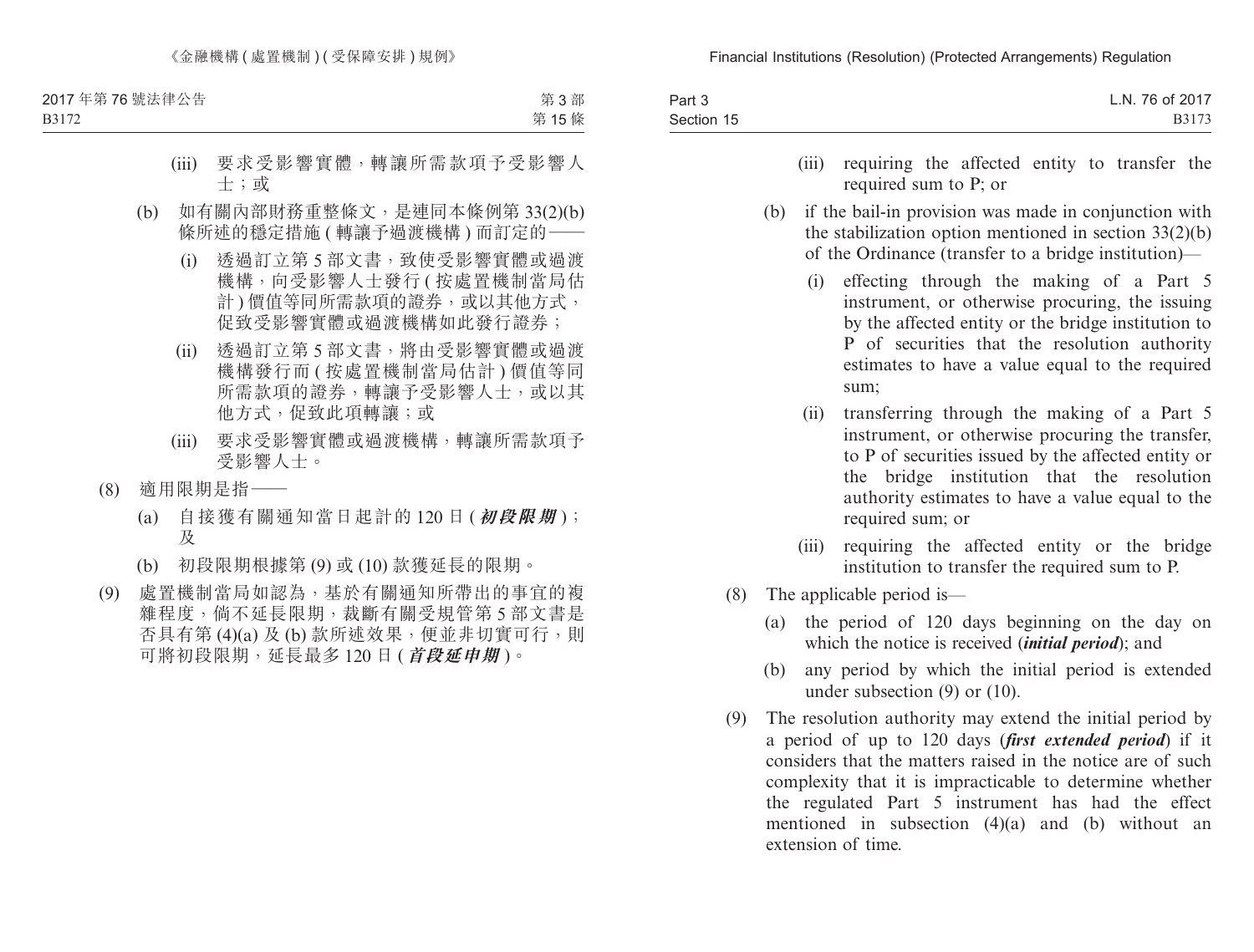(iii) 要求受影響實體，轉讓所需款項予受影響人士；或

(b) 如有關內部財務重整條文，是連同本條例第 33(2)(b) 條所述的穩定措施 ( 轉讓予過渡機構 ) 而訂定的——

(i) 透過訂立第 5 部文書，致使受影響實體或過渡機構，向受影響人士發行 ( 按處置機制當局估計 ) 價值等同所需款項的證券，或以其他方式，促致受影響實體或過渡機構如此發行證券；

(ii) 透過訂立第 5 部文書，將由受影響實體或過渡機構發行而 ( 按處置機制當局估計 ) 價值等同所需款項的證券，轉讓予受影響人士，或以其他方式，促致此項轉讓；或

(iii) 要求受影響實體或過渡機構，轉讓所需款項予受影響人士。

(8) 適用限期是指——

(a) 自接獲有關通知當日起計的 120 日 ( ***初段限期*** )；及

(b) 初段限期根據第 (9) 或 (10) 款獲延長的限期。

(9) 處置機制當局如認為，基於有關通知所帶出的事宜的複雜程度，倘不延長限期，裁斷有關受規管第 5 部文書是否具有第 (4)(a) 及 (b) 款所述效果，便並非切實可行，則可將初段限期，延長最多 120 日 ( ***首段延申期*** )。

(iii) requiring the affected entity to transfer the required sum to P; or

(b) if the bail-in provision was made in conjunction with the stabilization option mentioned in section 33(2)(b) of the Ordinance (transfer to a bridge institution)—

(i) effecting through the making of a Part 5 instrument, or otherwise procuring, the issuing by the affected entity or the bridge institution to P of securities that the resolution authority estimates to have a value equal to the required sum;

(ii) transferring through the making of a Part 5 instrument, or otherwise procuring the transfer, to P of securities issued by the affected entity or the bridge institution that the resolution authority estimates to have a value equal to the required sum; or

(iii) requiring the affected entity or the bridge institution to transfer the required sum to P.

(8) The applicable period is—

(a) the period of 120 days beginning on the day on which the notice is received (***initial period***); and

(b) any period by which the initial period is extended under subsection (9) or (10).

(9) The resolution authority may extend the initial period by a period of up to 120 days (***first extended period***) if it considers that the matters raised in the notice are of such complexity that it is impracticable to determine whether the regulated Part 5 instrument has had the effect mentioned in subsection (4)(a) and (b) without an extension of time.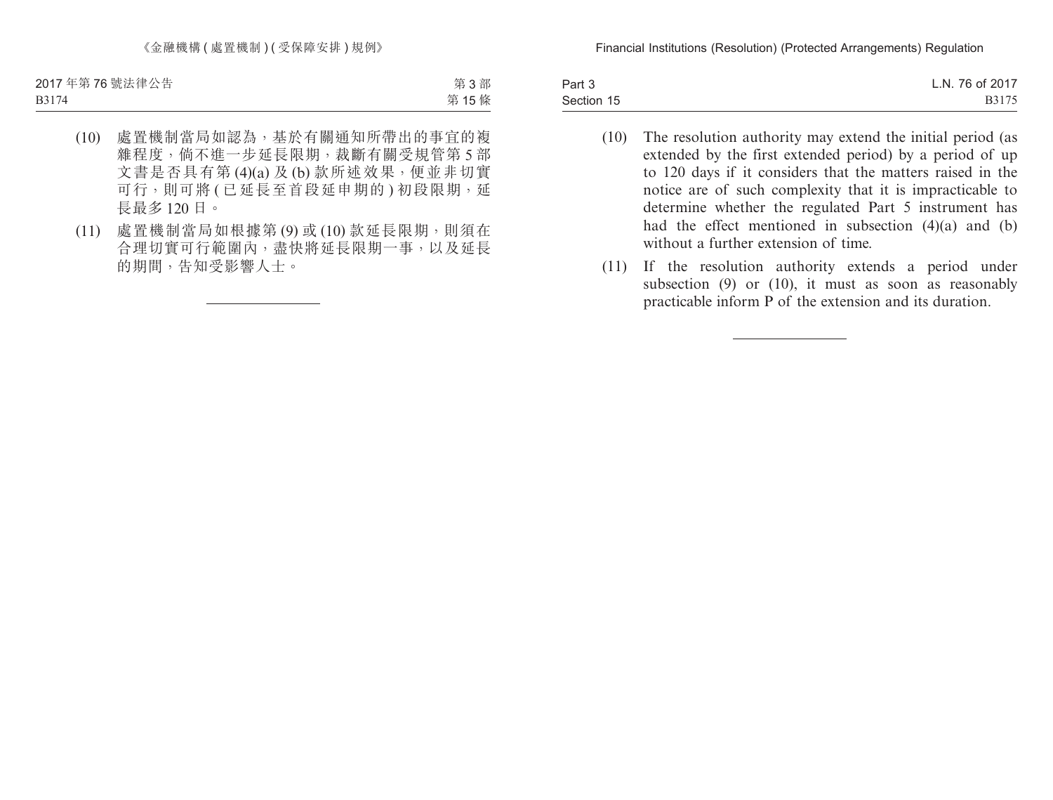(10) 處置機制當局如認為，基於有關通知所帶出的事宜的複雜程度，倘不進一步延長限期，裁斷有關受規管第 5 部文書是否具有第 (4)(a) 及 (b) 款所述效果，便並非切實可行，則可將 ( 已延長至首段延申期的 ) 初段限期，延長最多 120 日。

(11) 處置機制當局如根據第 (9) 或 (10) 款延長限期，則須在合理切實可行範圍內，盡快將延長限期一事，以及延長的期間，告知受影響人士。

---

(10) The resolution authority may extend the initial period (as extended by the first extended period) by a period of up to 120 days if it considers that the matters raised in the notice are of such complexity that it is impracticable to determine whether the regulated Part 5 instrument has had the effect mentioned in subsection (4)(a) and (b) without a further extension of time.

(11) If the resolution authority extends a period under subsection (9) or (10), it must as soon as reasonably practicable inform P of the extension and its duration.

---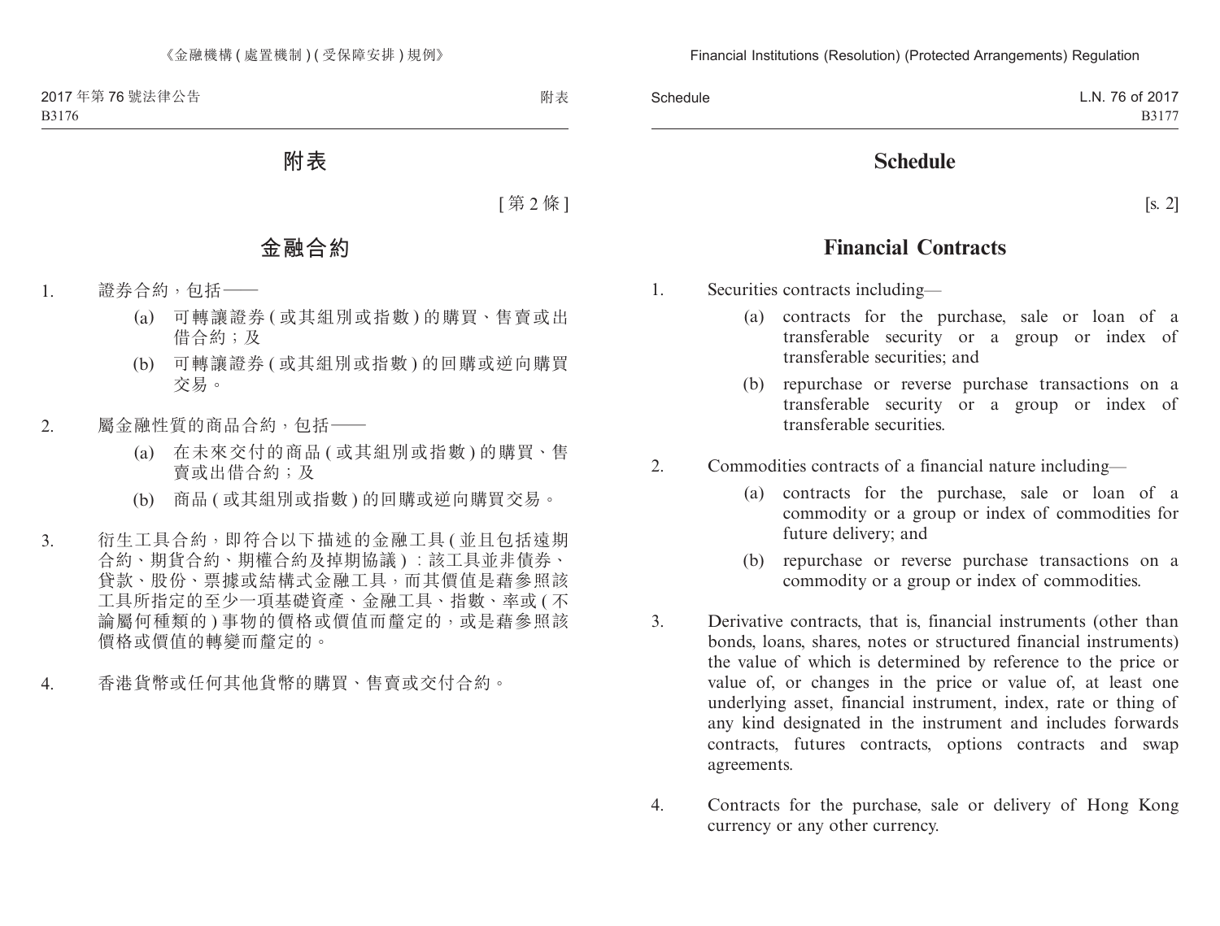# 附表

[ 第 2 條 ]

## 金融合約

1. 證券合約，包括——
   - (a) 可轉讓證券 ( 或其組別或指數 ) 的購買、售賣或出借合約；及
   - (b) 可轉讓證券 ( 或其組別或指數 ) 的回購或逆向購買交易。

2. 屬金融性質的商品合約，包括——
   - (a) 在未來交付的商品 ( 或其組別或指數 ) 的購買、售賣或出借合約；及
   - (b) 商品 ( 或其組別或指數 ) 的回購或逆向購買交易。

3. 衍生工具合約，即符合以下描述的金融工具 ( 並且包括遠期合約、期貨合約、期權合約及掉期協議 ) ：該工具並非債券、貸款、股份、票據或結構式金融工具，而其價值是藉參照該工具所指定的至少一項基礎資產、金融工具、指數、率或 ( 不論屬何種類的 ) 事物的價格或價值而釐定的，或是藉參照該價格或價值的轉變而釐定的。

4. 香港貨幣或任何其他貨幣的購買、售賣或交付合約。

# Schedule

[s. 2]

## Financial Contracts

1. Securities contracts including—
   - (a) contracts for the purchase, sale or loan of a transferable security or a group or index of transferable securities; and
   - (b) repurchase or reverse purchase transactions on a transferable security or a group or index of transferable securities.

2. Commodities contracts of a financial nature including—
   - (a) contracts for the purchase, sale or loan of a commodity or a group or index of commodities for future delivery; and
   - (b) repurchase or reverse purchase transactions on a commodity or a group or index of commodities.

3. Derivative contracts, that is, financial instruments (other than bonds, loans, shares, notes or structured financial instruments) the value of which is determined by reference to the price or value of, or changes in the price or value of, at least one underlying asset, financial instrument, index, rate or thing of any kind designated in the instrument and includes forwards contracts, futures contracts, options contracts and swap agreements.

4. Contracts for the purchase, sale or delivery of Hong Kong currency or any other currency.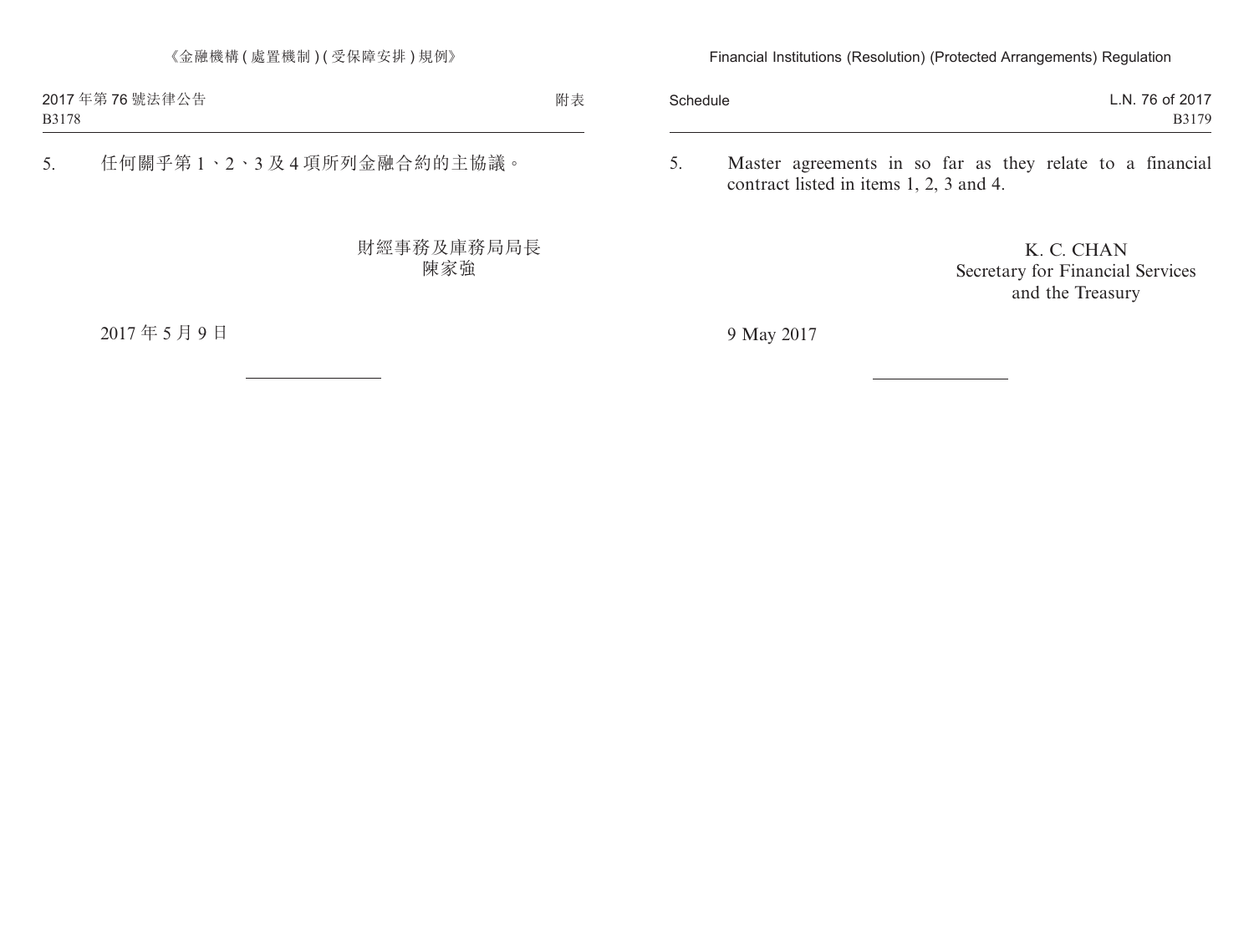5. 任何關乎第 1、2、3 及 4 項所列金融合約的主協議。

財經事務及庫務局局長
陳家強

2017 年 5 月 9 日

5. Master agreements in so far as they relate to a financial contract listed in items 1, 2, 3 and 4.

K. C. CHAN
Secretary for Financial Services
and the Treasury

9 May 2017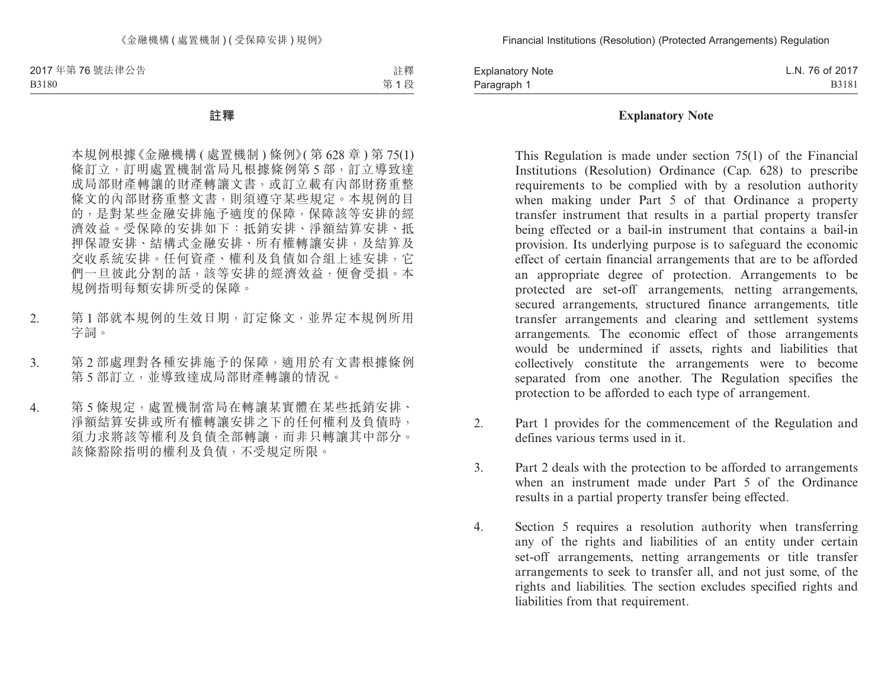## 註釋

本規例根據《金融機構 (處置機制) 條例》(第 628 章) 第 75(1) 條訂立，訂明處置機制當局凡根據條例第 5 部，訂立導致達成局部財產轉讓的財產轉讓文書，或訂立載有內部財務重整條文的內部財務重整文書，則須遵守某些規定。本規例的目的，是對某些金融安排施予適度的保障，保障該等安排的經濟效益。受保障的安排如下：抵銷安排、淨額結算安排、抵押保證安排、結構式金融安排、所有權轉讓安排，及結算及交收系統安排。任何資產、權利及負債如合組上述安排，它們一旦彼此分割的話，該等安排的經濟效益，便會受損。本規例指明每類安排所受的保障。

2. 第 1 部就本規例的生效日期，訂定條文，並界定本規例所用字詞。

3. 第 2 部處理對各種安排施予的保障，適用於有文書根據條例第 5 部訂立，並導致達成局部財產轉讓的情況。

4. 第 5 條規定，處置機制當局在轉讓某實體在某些抵銷安排、淨額結算安排或所有權轉讓安排之下的任何權利及負債時，須力求將該等權利及負債全部轉讓，而非只轉讓其中部分。該條豁除指明的權利及負債，不受規定所限。

## Explanatory Note

This Regulation is made under section 75(1) of the Financial Institutions (Resolution) Ordinance (Cap. 628) to prescribe requirements to be complied with by a resolution authority when making under Part 5 of that Ordinance a property transfer instrument that results in a partial property transfer being effected or a bail-in instrument that contains a bail-in provision. Its underlying purpose is to safeguard the economic effect of certain financial arrangements that are to be afforded an appropriate degree of protection. Arrangements to be protected are set-off arrangements, netting arrangements, secured arrangements, structured finance arrangements, title transfer arrangements and clearing and settlement systems arrangements. The economic effect of those arrangements would be undermined if assets, rights and liabilities that collectively constitute the arrangements were to become separated from one another. The Regulation specifies the protection to be afforded to each type of arrangement.

2. Part 1 provides for the commencement of the Regulation and defines various terms used in it.

3. Part 2 deals with the protection to be afforded to arrangements when an instrument made under Part 5 of the Ordinance results in a partial property transfer being effected.

4. Section 5 requires a resolution authority when transferring any of the rights and liabilities of an entity under certain set-off arrangements, netting arrangements or title transfer arrangements to seek to transfer all, and not just some, of the rights and liabilities. The section excludes specified rights and liabilities from that requirement.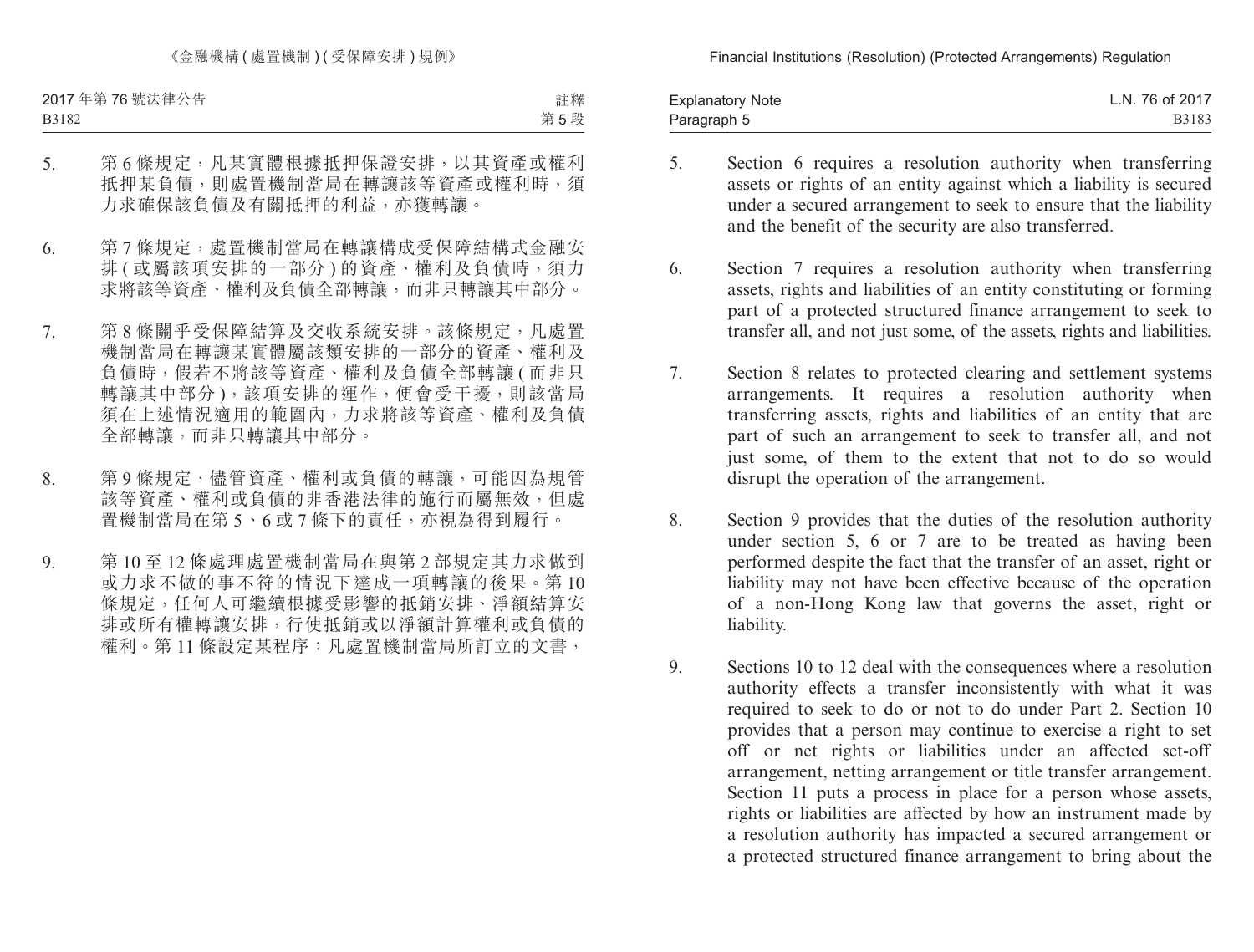5. 第 6 條規定，凡某實體根據抵押保證安排，以其資產或權利抵押某負債，則處置機制當局在轉讓該等資產或權利時，須力求確保該負債及有關抵押的利益，亦獲轉讓。

6. 第 7 條規定，處置機制當局在轉讓構成受保障結構式金融安排 (或屬該項安排的一部分) 的資產、權利及負債時，須力求將該等資產、權利及負債全部轉讓，而非只轉讓其中部分。

7. 第 8 條關乎受保障結算及交收系統安排。該條規定，凡處置機制當局在轉讓某實體屬該類安排的一部分的資產、權利及負債時，假若不將該等資產、權利及負債全部轉讓 (而非只轉讓其中部分)，該項安排的運作，便會受干擾，則該當局須在上述情況適用的範圍內，力求將該等資產、權利及負債全部轉讓，而非只轉讓其中部分。

8. 第 9 條規定，儘管資產、權利或負債的轉讓，可能因為規管該等資產、權利或負債的非香港法律的施行而屬無效，但處置機制當局在第 5、6 或 7 條下的責任，亦視為得到履行。

9. 第 10 至 12 條處理處置機制當局在與第 2 部規定其力求做到或力求不做的事不符的情況下達成一項轉讓的後果。第 10 條規定，任何人可繼續根據受影響的抵銷安排、淨額結算安排或所有權轉讓安排，行使抵銷或以淨額計算權利或負債的權利。第 11 條設定某程序：凡處置機制當局所訂立的文書，

5. Section 6 requires a resolution authority when transferring assets or rights of an entity against which a liability is secured under a secured arrangement to seek to ensure that the liability and the benefit of the security are also transferred.

6. Section 7 requires a resolution authority when transferring assets, rights and liabilities of an entity constituting or forming part of a protected structured finance arrangement to seek to transfer all, and not just some, of the assets, rights and liabilities.

7. Section 8 relates to protected clearing and settlement systems arrangements. It requires a resolution authority when transferring assets, rights and liabilities of an entity that are part of such an arrangement to seek to transfer all, and not just some, of them to the extent that not to do so would disrupt the operation of the arrangement.

8. Section 9 provides that the duties of the resolution authority under section 5, 6 or 7 are to be treated as having been performed despite the fact that the transfer of an asset, right or liability may not have been effective because of the operation of a non-Hong Kong law that governs the asset, right or liability.

9. Sections 10 to 12 deal with the consequences where a resolution authority effects a transfer inconsistently with what it was required to seek to do or not to do under Part 2. Section 10 provides that a person may continue to exercise a right to set off or net rights or liabilities under an affected set-off arrangement, netting arrangement or title transfer arrangement. Section 11 puts a process in place for a person whose assets, rights or liabilities are affected by how an instrument made by a resolution authority has impacted a secured arrangement or a protected structured finance arrangement to bring about the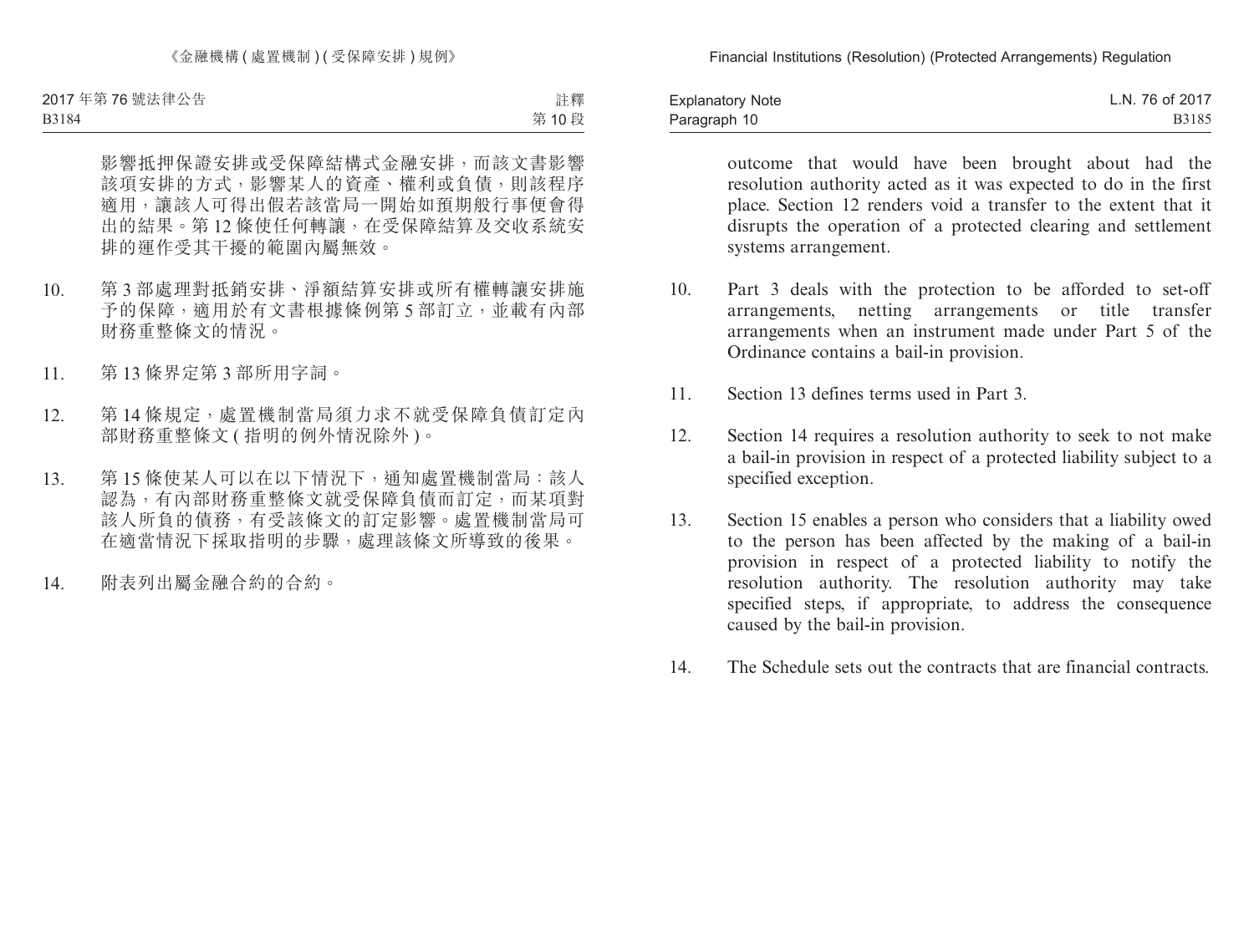影響抵押保證安排或受保障結構式金融安排，而該文書影響該項安排的方式，影響某人的資產、權利或負債，則該程序適用，讓該人可得出假若該當局一開始如預期般行事便會得出的結果。第 12 條使任何轉讓，在受保障結算及交收系統安排的運作受其干擾的範圍內屬無效。

10. 第 3 部處理對抵銷安排、淨額結算安排或所有權轉讓安排施予的保障，適用於有文書根據條例第 5 部訂立，並載有內部財務重整條文的情況。

11. 第 13 條界定第 3 部所用字詞。

12. 第 14 條規定，處置機制當局須力求不就受保障負債訂定內部財務重整條文 (指明的例外情況除外)。

13. 第 15 條使某人可以在以下情況下，通知處置機制當局：該人認為，有內部財務重整條文就受保障負債而訂定，而某項對該人所負的債務，有受該條文的訂定影響。處置機制當局可在適當情況下採取指明的步驟，處理該條文所導致的後果。

14. 附表列出屬金融合約的合約。

outcome that would have been brought about had the resolution authority acted as it was expected to do in the first place. Section 12 renders void a transfer to the extent that it disrupts the operation of a protected clearing and settlement systems arrangement.

10. Part 3 deals with the protection to be afforded to set-off arrangements, netting arrangements or title transfer arrangements when an instrument made under Part 5 of the Ordinance contains a bail-in provision.

11. Section 13 defines terms used in Part 3.

12. Section 14 requires a resolution authority to seek to not make a bail-in provision in respect of a protected liability subject to a specified exception.

13. Section 15 enables a person who considers that a liability owed to the person has been affected by the making of a bail-in provision in respect of a protected liability to notify the resolution authority. The resolution authority may take specified steps, if appropriate, to address the consequence caused by the bail-in provision.

14. The Schedule sets out the contracts that are financial contracts.